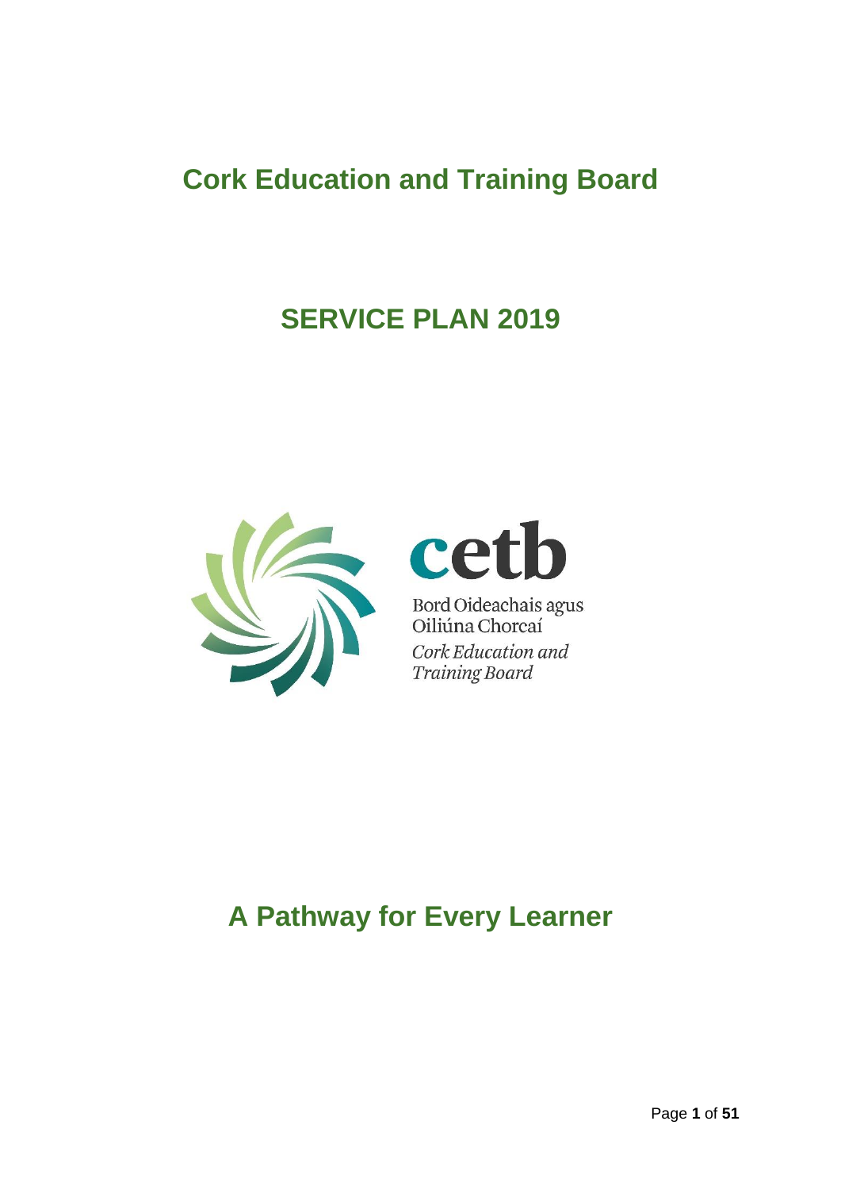# Cork Education and Training Board

# SERVICE PLAN 2019

cetb

Bord Oideachais agus Oiliúna Chorcaí

*Cork Education and Training Board*

# A Pathway for Every Learner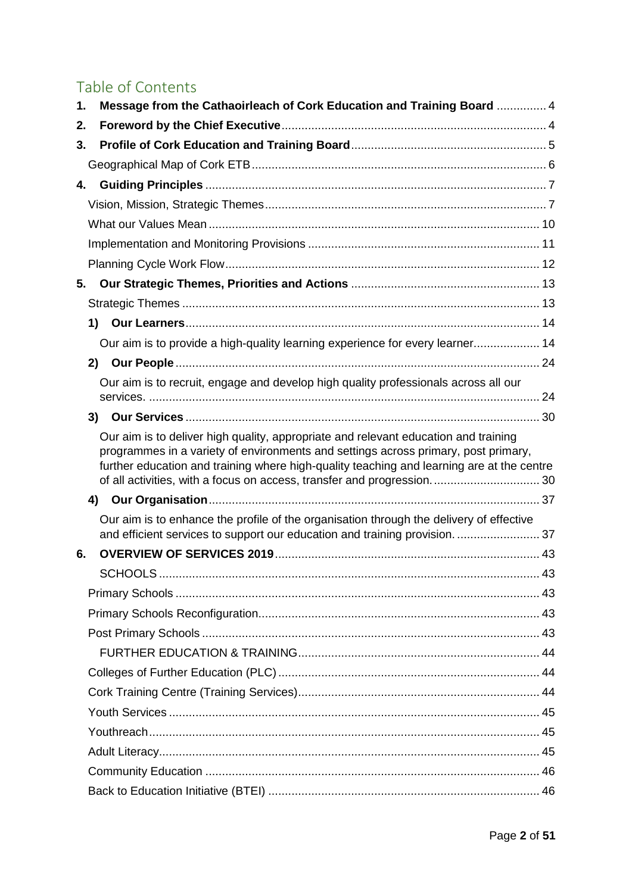## Table of Contents

1. **Message from the Cathaoirleach of Cork Education and Training Board** ............... 4
2. **Foreword by the Chief Executive** ............... 4
3. **Profile of Cork Education and Training Board** ............... 5
   - Geographical Map of Cork ETB ............... 6
4. **Guiding Principles** ............... 7
   - Vision, Mission, Strategic Themes ............... 7
   - What our Values Mean ............... 10
   - Implementation and Monitoring Provisions ............... 11
   - Planning Cycle Work Flow ............... 12
5. **Our Strategic Themes, Priorities and Actions** ............... 13
   - Strategic Themes ............... 13
   - 1) **Our Learners** ............... 14
     - Our aim is to provide a high-quality learning experience for every learner. ............... 14
   - 2) **Our People** ............... 24
     - Our aim is to recruit, engage and develop high quality professionals across all our services. ............... 24
   - 3) **Our Services** ............... 30
     - Our aim is to deliver high quality, appropriate and relevant education and training programmes in a variety of environments and settings across primary, post primary, further education and training where high-quality teaching and learning are at the centre of all activities, with a focus on access, transfer and progression. ............... 30
   - 4) **Our Organisation** ............... 37
     - Our aim is to enhance the profile of the organisation through the delivery of effective and efficient services to support our education and training provision. ............... 37
6. **OVERVIEW OF SERVICES 2019** ............... 43
   - SCHOOLS ............... 43
   - Primary Schools ............... 43
   - Primary Schools Reconfiguration ............... 43
   - Post Primary Schools ............... 43
   - FURTHER EDUCATION & TRAINING ............... 44
   - Colleges of Further Education (PLC) ............... 44
   - Cork Training Centre (Training Services) ............... 44
   - Youth Services ............... 45
   - Youthreach ............... 45
   - Adult Literacy ............... 45
   - Community Education ............... 46
   - Back to Education Initiative (BTEI) ............... 46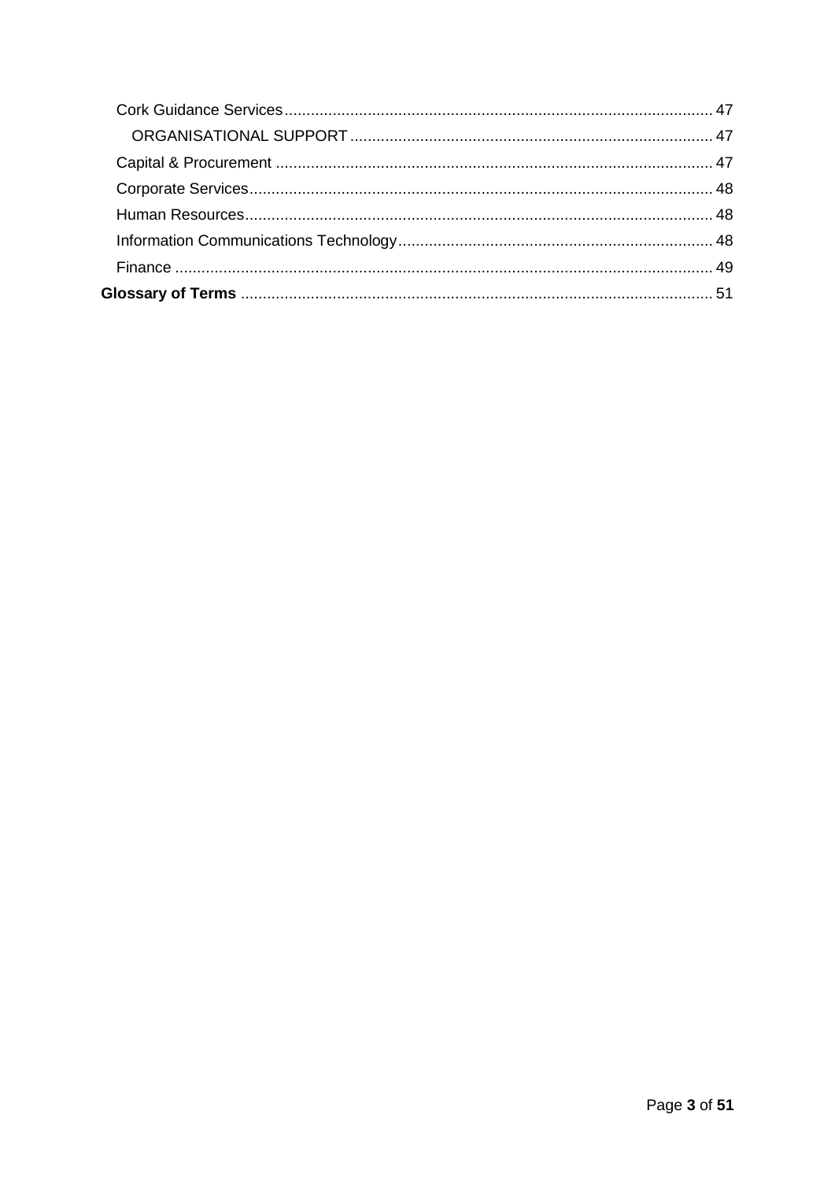Cork Guidance Services ........................................................................................ 47

ORGANISATIONAL SUPPORT ........................................................................ 47

Capital & Procurement ........................................................................................ 47

Corporate Services ........................................................................................ 48

Human Resources ........................................................................................ 48

Information Communications Technology ........................................................................................ 48

Finance ........................................................................................ 49

**Glossary of Terms** ........................................................................................ 51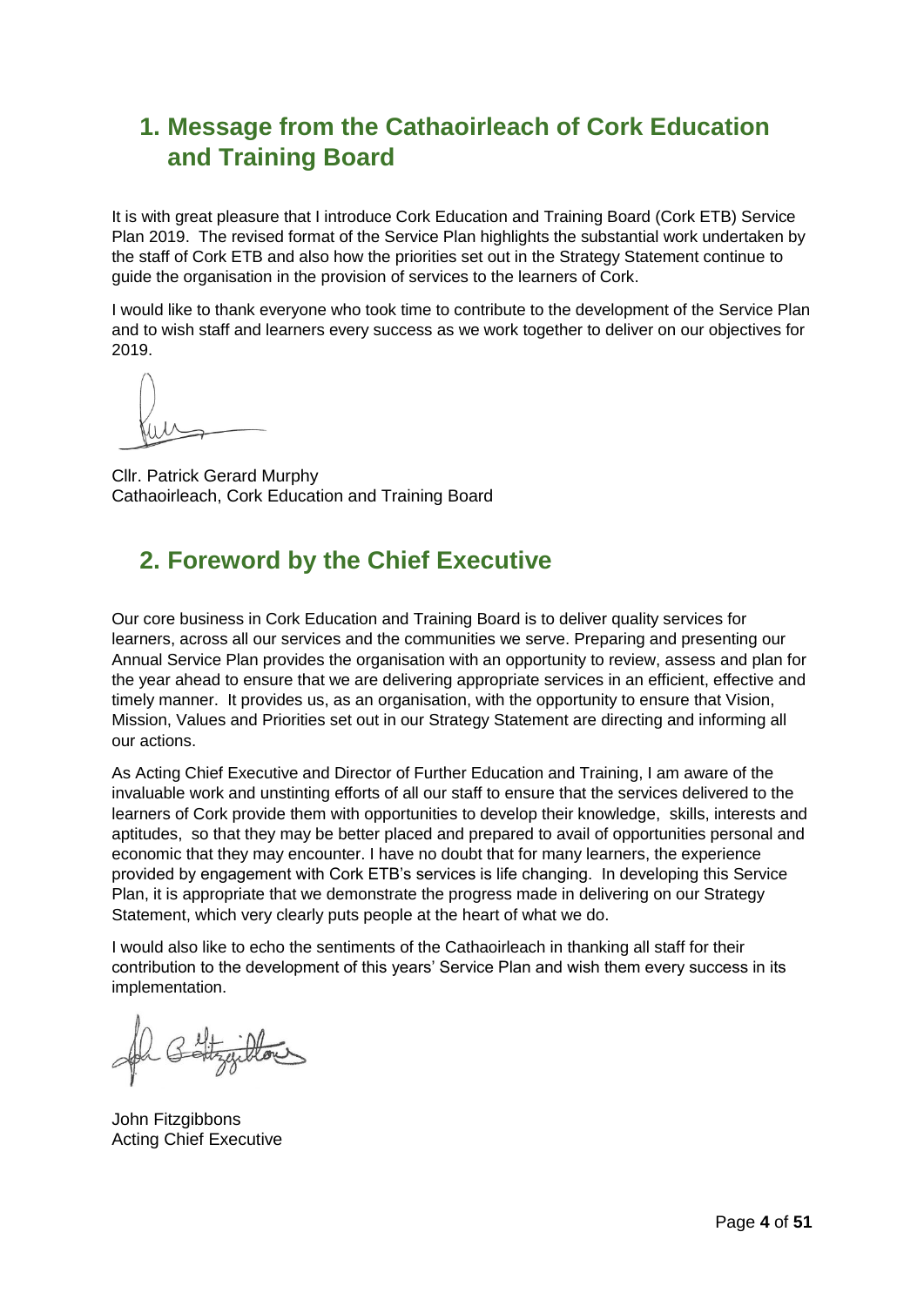## 1. Message from the Cathaoirleach of Cork Education and Training Board

It is with great pleasure that I introduce Cork Education and Training Board (Cork ETB) Service Plan 2019. The revised format of the Service Plan highlights the substantial work undertaken by the staff of Cork ETB and also how the priorities set out in the Strategy Statement continue to guide the organisation in the provision of services to the learners of Cork.

I would like to thank everyone who took time to contribute to the development of the Service Plan and to wish staff and learners every success as we work together to deliver on our objectives for 2019.

Cllr. Patrick Gerard Murphy
Cathaoirleach, Cork Education and Training Board

## 2. Foreword by the Chief Executive

Our core business in Cork Education and Training Board is to deliver quality services for learners, across all our services and the communities we serve. Preparing and presenting our Annual Service Plan provides the organisation with an opportunity to review, assess and plan for the year ahead to ensure that we are delivering appropriate services in an efficient, effective and timely manner. It provides us, as an organisation, with the opportunity to ensure that Vision, Mission, Values and Priorities set out in our Strategy Statement are directing and informing all our actions.

As Acting Chief Executive and Director of Further Education and Training, I am aware of the invaluable work and unstinting efforts of all our staff to ensure that the services delivered to the learners of Cork provide them with opportunities to develop their knowledge, skills, interests and aptitudes, so that they may be better placed and prepared to avail of opportunities personal and economic that they may encounter. I have no doubt that for many learners, the experience provided by engagement with Cork ETB's services is life changing. In developing this Service Plan, it is appropriate that we demonstrate the progress made in delivering on our Strategy Statement, which very clearly puts people at the heart of what we do.

I would also like to echo the sentiments of the Cathaoirleach in thanking all staff for their contribution to the development of this years' Service Plan and wish them every success in its implementation.

John Fitzgibbons
Acting Chief Executive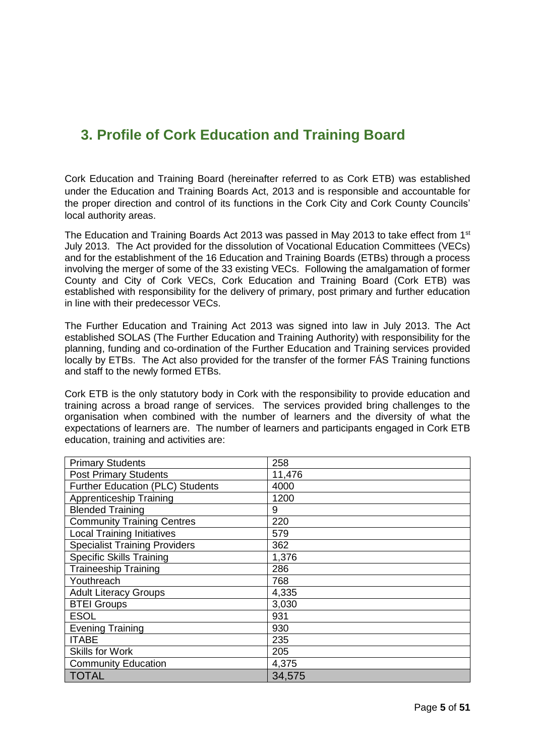# 3. Profile of Cork Education and Training Board

Cork Education and Training Board (hereinafter referred to as Cork ETB) was established under the Education and Training Boards Act, 2013 and is responsible and accountable for the proper direction and control of its functions in the Cork City and Cork County Councils' local authority areas.

The Education and Training Boards Act 2013 was passed in May 2013 to take effect from 1st July 2013. The Act provided for the dissolution of Vocational Education Committees (VECs) and for the establishment of the 16 Education and Training Boards (ETBs) through a process involving the merger of some of the 33 existing VECs. Following the amalgamation of former County and City of Cork VECs, Cork Education and Training Board (Cork ETB) was established with responsibility for the delivery of primary, post primary and further education in line with their predecessor VECs.

The Further Education and Training Act 2013 was signed into law in July 2013. The Act established SOLAS (The Further Education and Training Authority) with responsibility for the planning, funding and co-ordination of the Further Education and Training services provided locally by ETBs. The Act also provided for the transfer of the former FÁS Training functions and staff to the newly formed ETBs.

Cork ETB is the only statutory body in Cork with the responsibility to provide education and training across a broad range of services. The services provided bring challenges to the organisation when combined with the number of learners and the diversity of what the expectations of learners are. The number of learners and participants engaged in Cork ETB education, training and activities are:

| | |
|---|---|
| Primary Students | 258 |
| Post Primary Students | 11,476 |
| Further Education (PLC) Students | 4000 |
| Apprenticeship Training | 1200 |
| Blended Training | 9 |
| Community Training Centres | 220 |
| Local Training Initiatives | 579 |
| Specialist Training Providers | 362 |
| Specific Skills Training | 1,376 |
| Traineeship Training | 286 |
| Youthreach | 768 |
| Adult Literacy Groups | 4,335 |
| BTEI Groups | 3,030 |
| ESOL | 931 |
| Evening Training | 930 |
| ITABE | 235 |
| Skills for Work | 205 |
| Community Education | 4,375 |
| TOTAL | 34,575 |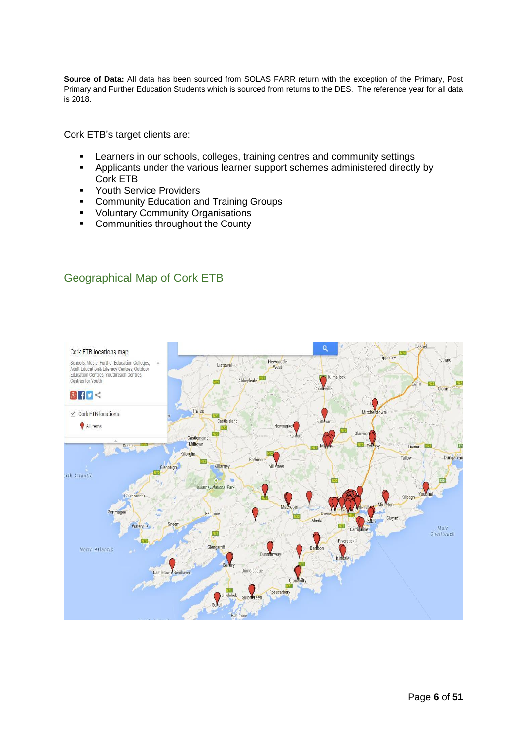**Source of Data:** All data has been sourced from SOLAS FARR return with the exception of the Primary, Post Primary and Further Education Students which is sourced from returns to the DES. The reference year for all data is 2018.

Cork ETB's target clients are:

- Learners in our schools, colleges, training centres and community settings
- Applicants under the various learner support schemes administered directly by Cork ETB
- Youth Service Providers
- Community Education and Training Groups
- Voluntary Community Organisations
- Communities throughout the County

## Geographical Map of Cork ETB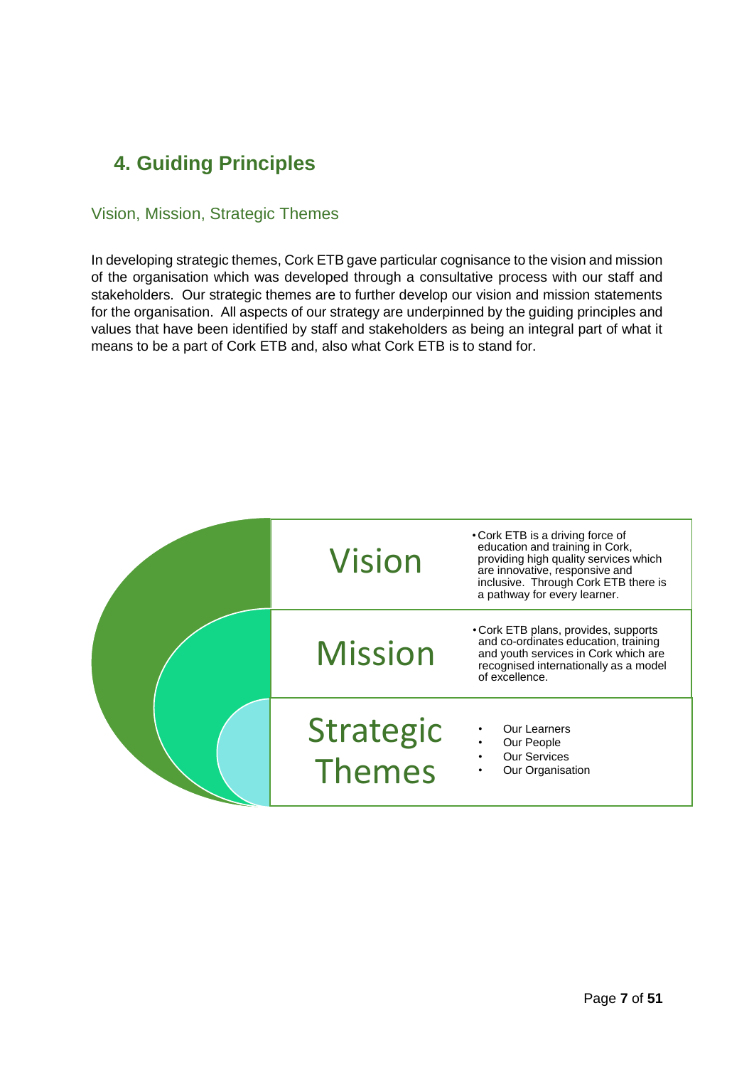## 4. Guiding Principles

### Vision, Mission, Strategic Themes

In developing strategic themes, Cork ETB gave particular cognisance to the vision and mission of the organisation which was developed through a consultative process with our staff and stakeholders. Our strategic themes are to further develop our vision and mission statements for the organisation. All aspects of our strategy are underpinned by the guiding principles and values that have been identified by staff and stakeholders as being an integral part of what it means to be a part of Cork ETB and, also what Cork ETB is to stand for.

| | |
|---|---|
| Vision | • Cork ETB is a driving force of education and training in Cork, providing high quality services which are innovative, responsive and inclusive. Through Cork ETB there is a pathway for every learner. |
| Mission | • Cork ETB plans, provides, supports and co-ordinates education, training and youth services in Cork which are recognised internationally as a model of excellence. |
| Strategic Themes | • Our Learners<br>• Our People<br>• Our Services<br>• Our Organisation |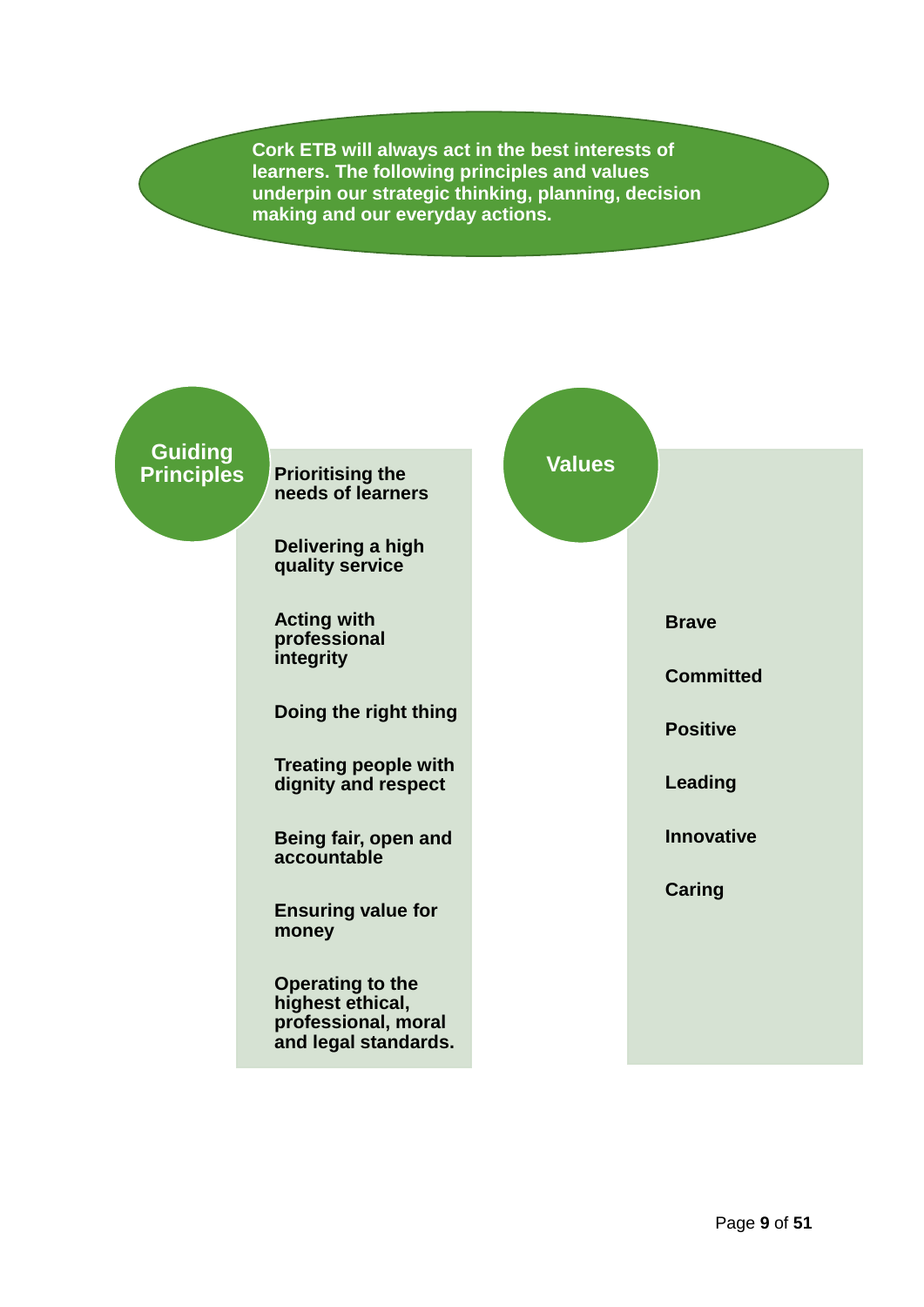**Cork ETB will always act in the best interests of learners. The following principles and values underpin our strategic thinking, planning, decision making and our everyday actions.**

## Guiding Principles

- **Prioritising the needs of learners**
- **Delivering a high quality service**
- **Acting with professional integrity**
- **Doing the right thing**
- **Treating people with dignity and respect**
- **Being fair, open and accountable**
- **Ensuring value for money**
- **Operating to the highest ethical, professional, moral and legal standards.**

## Values

- **Brave**
- **Committed**
- **Positive**
- **Leading**
- **Innovative**
- **Caring**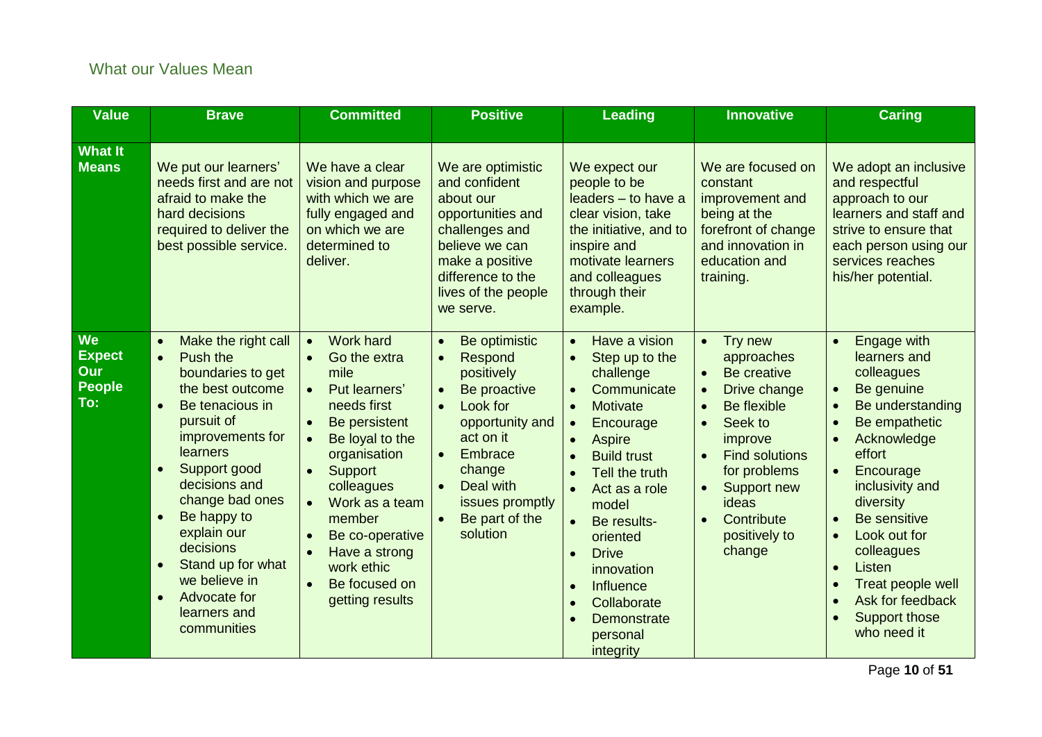## What our Values Mean

| Value | Brave | Committed | Positive | Leading | Innovative | Caring |
|---|---|---|---|---|---|---|
| **What It Means** | We put our learners' needs first and are not afraid to make the hard decisions required to deliver the best possible service. | We have a clear vision and purpose with which we are fully engaged and on which we are determined to deliver. | We are optimistic and confident about our opportunities and challenges and believe we can make a positive difference to the lives of the people we serve. | We expect our people to be leaders – to have a clear vision, take the initiative, and to inspire and motivate learners and colleagues through their example. | We are focused on constant improvement and being at the forefront of change and innovation in education and training. | We adopt an inclusive and respectful approach to our learners and staff and strive to ensure that each person using our services reaches his/her potential. |
| **We Expect Our People To:** | • Make the right call<br>• Push the boundaries to get the best outcome<br>• Be tenacious in pursuit of improvements for learners<br>• Support good decisions and change bad ones<br>• Be happy to explain our decisions<br>• Stand up for what we believe in<br>• Advocate for learners and communities | • Work hard<br>• Go the extra mile<br>• Put learners' needs first<br>• Be persistent<br>• Be loyal to the organisation<br>• Support colleagues<br>• Work as a team member<br>• Be co-operative<br>• Have a strong work ethic<br>• Be focused on getting results | • Be optimistic<br>• Respond positively<br>• Be proactive<br>• Look for opportunity and act on it<br>• Embrace change<br>• Deal with issues promptly<br>• Be part of the solution | • Have a vision<br>• Step up to the challenge<br>• Communicate<br>• Motivate<br>• Encourage<br>• Aspire<br>• Build trust<br>• Tell the truth<br>• Act as a role model<br>• Be results-oriented<br>• Drive innovation<br>• Influence<br>• Collaborate<br>• Demonstrate personal integrity | • Try new approaches<br>• Be creative<br>• Drive change<br>• Be flexible<br>• Seek to improve<br>• Find solutions for problems<br>• Support new ideas<br>• Contribute positively to change | • Engage with learners and colleagues<br>• Be genuine<br>• Be understanding<br>• Be empathetic<br>• Acknowledge effort<br>• Encourage inclusivity and diversity<br>• Be sensitive<br>• Look out for colleagues<br>• Listen<br>• Treat people well<br>• Ask for feedback<br>• Support those who need it |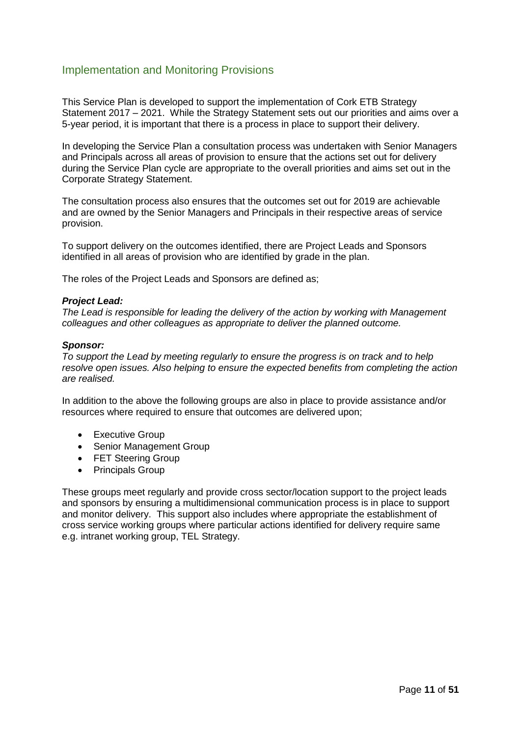## Implementation and Monitoring Provisions

This Service Plan is developed to support the implementation of Cork ETB Strategy Statement 2017 – 2021. While the Strategy Statement sets out our priorities and aims over a 5-year period, it is important that there is a process in place to support their delivery.

In developing the Service Plan a consultation process was undertaken with Senior Managers and Principals across all areas of provision to ensure that the actions set out for delivery during the Service Plan cycle are appropriate to the overall priorities and aims set out in the Corporate Strategy Statement.

The consultation process also ensures that the outcomes set out for 2019 are achievable and are owned by the Senior Managers and Principals in their respective areas of service provision.

To support delivery on the outcomes identified, there are Project Leads and Sponsors identified in all areas of provision who are identified by grade in the plan.

The roles of the Project Leads and Sponsors are defined as;

***Project Lead:***
*The Lead is responsible for leading the delivery of the action by working with Management colleagues and other colleagues as appropriate to deliver the planned outcome.*

***Sponsor:***
*To support the Lead by meeting regularly to ensure the progress is on track and to help resolve open issues. Also helping to ensure the expected benefits from completing the action are realised.*

In addition to the above the following groups are also in place to provide assistance and/or resources where required to ensure that outcomes are delivered upon;

- Executive Group
- Senior Management Group
- FET Steering Group
- Principals Group

These groups meet regularly and provide cross sector/location support to the project leads and sponsors by ensuring a multidimensional communication process is in place to support and monitor delivery. This support also includes where appropriate the establishment of cross service working groups where particular actions identified for delivery require same e.g. intranet working group, TEL Strategy.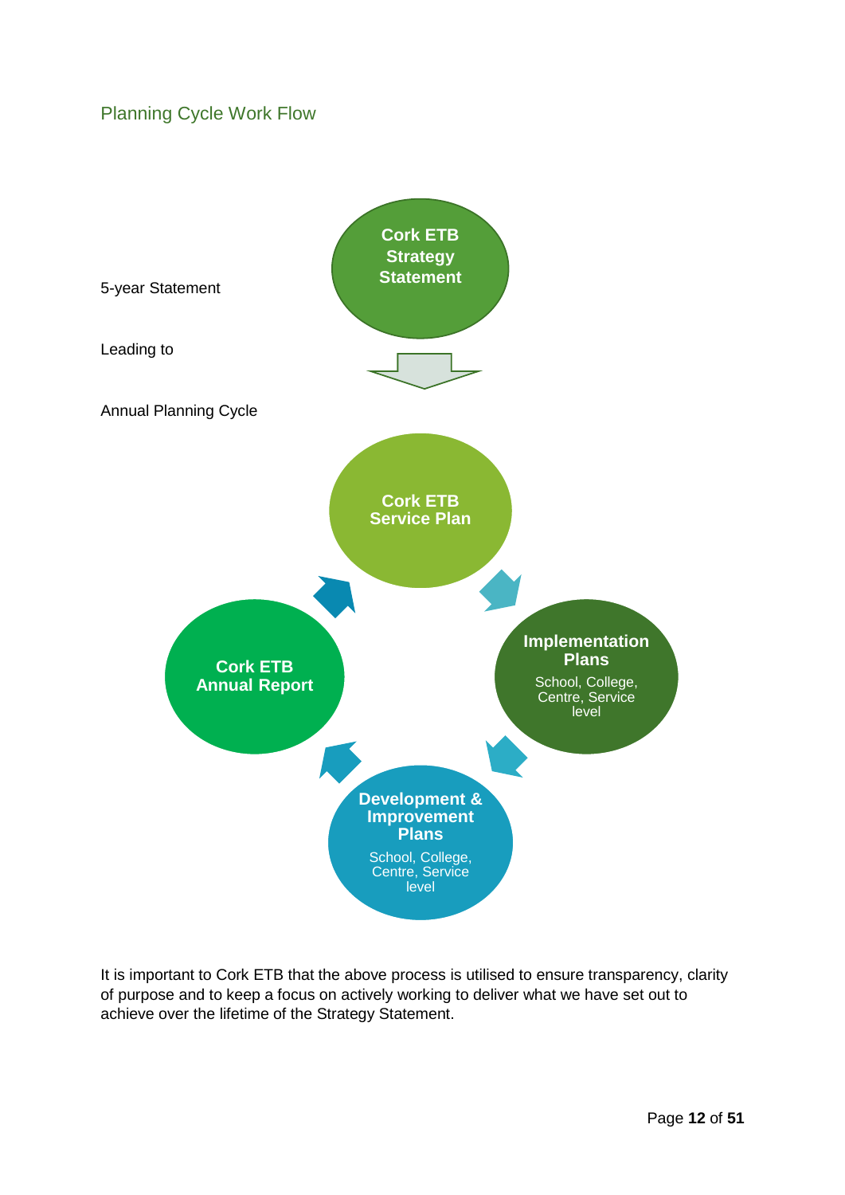## Planning Cycle Work Flow

5-year Statement

**Cork ETB Strategy Statement**

Leading to

Annual Planning Cycle

**Cork ETB Service Plan**

**Implementation Plans**
School, College, Centre, Service level

**Development & Improvement Plans**
School, College, Centre, Service level

**Cork ETB Annual Report**

It is important to Cork ETB that the above process is utilised to ensure transparency, clarity of purpose and to keep a focus on actively working to deliver what we have set out to achieve over the lifetime of the Strategy Statement.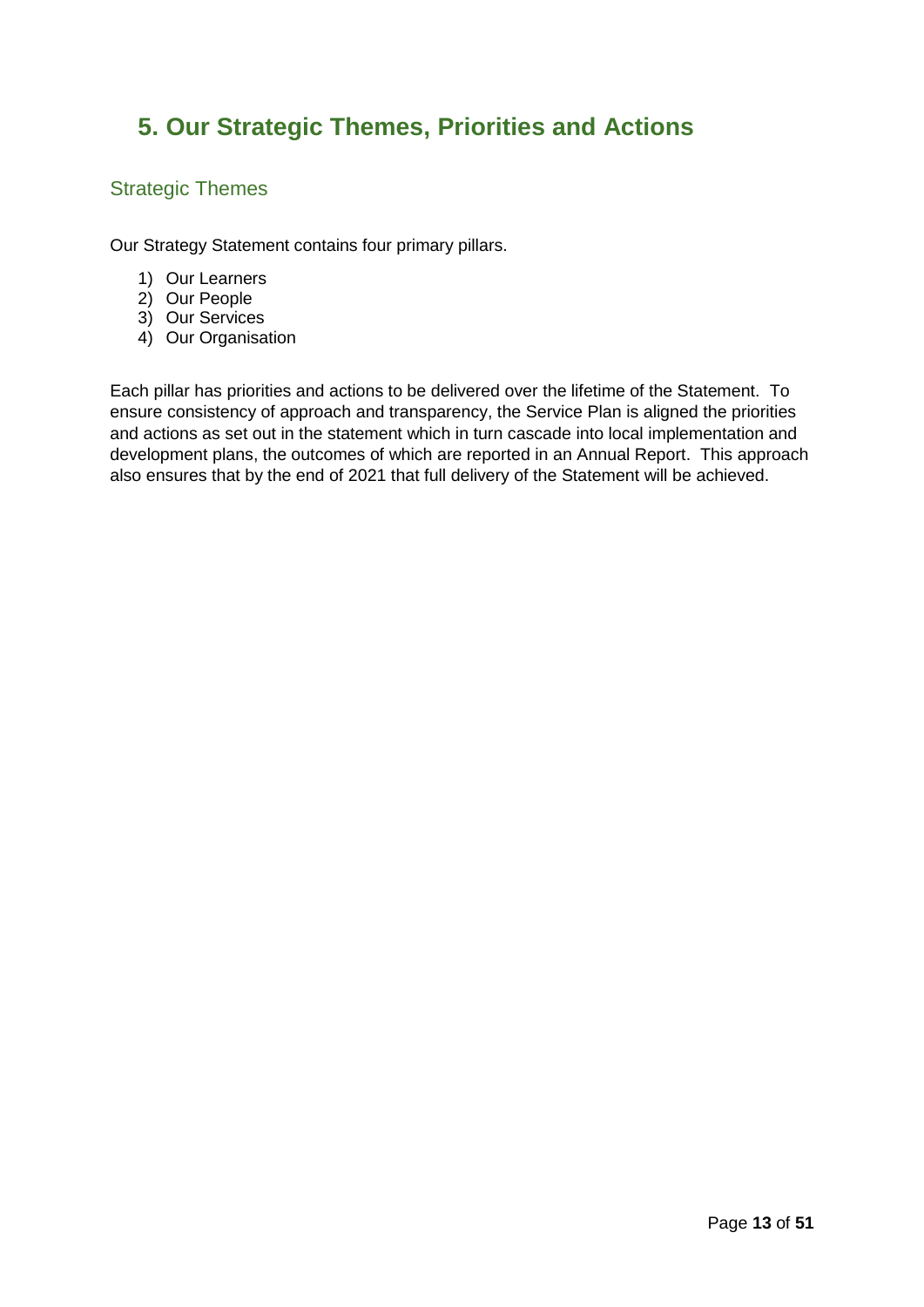# 5. Our Strategic Themes, Priorities and Actions

## Strategic Themes

Our Strategy Statement contains four primary pillars.

1) Our Learners
2) Our People
3) Our Services
4) Our Organisation

Each pillar has priorities and actions to be delivered over the lifetime of the Statement. To ensure consistency of approach and transparency, the Service Plan is aligned the priorities and actions as set out in the statement which in turn cascade into local implementation and development plans, the outcomes of which are reported in an Annual Report. This approach also ensures that by the end of 2021 that full delivery of the Statement will be achieved.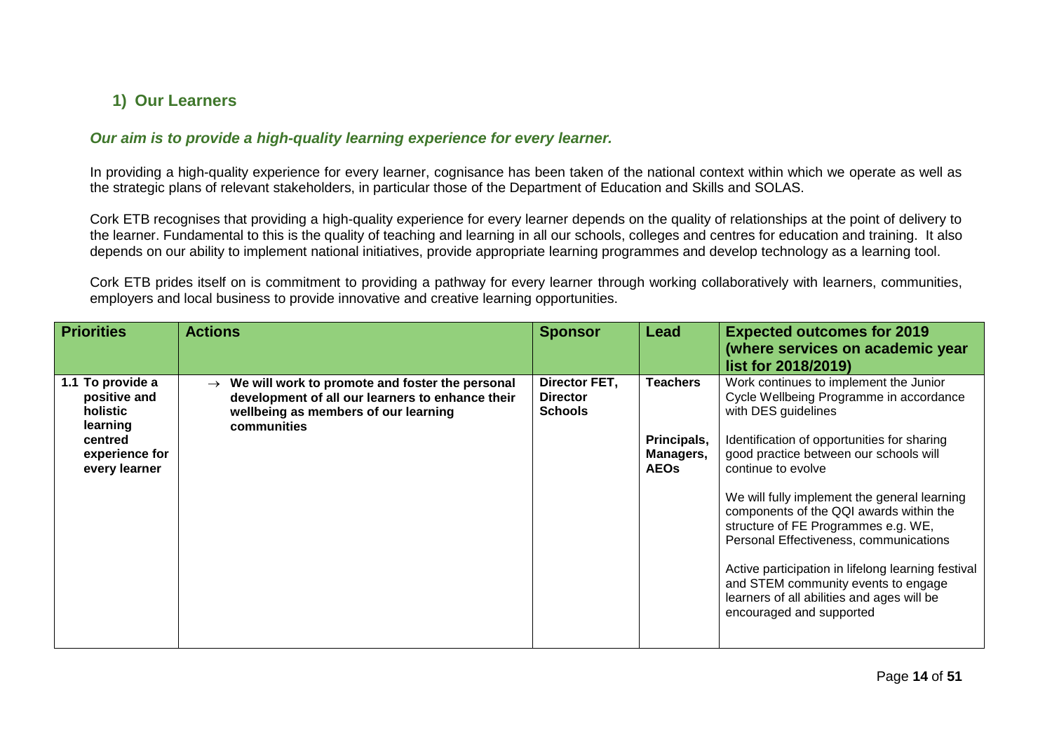## 1) Our Learners

***Our aim is to provide a high-quality learning experience for every learner.***

In providing a high-quality experience for every learner, cognisance has been taken of the national context within which we operate as well as the strategic plans of relevant stakeholders, in particular those of the Department of Education and Skills and SOLAS.

Cork ETB recognises that providing a high-quality experience for every learner depends on the quality of relationships at the point of delivery to the learner. Fundamental to this is the quality of teaching and learning in all our schools, colleges and centres for education and training. It also depends on our ability to implement national initiatives, provide appropriate learning programmes and develop technology as a learning tool.

Cork ETB prides itself on is commitment to providing a pathway for every learner through working collaboratively with learners, communities, employers and local business to provide innovative and creative learning opportunities.

| Priorities | Actions | Sponsor | Lead | Expected outcomes for 2019 (where services on academic year list for 2018/2019) |
|---|---|---|---|---|
| **1.1 To provide a positive and holistic learning centred experience for every learner** | → **We will work to promote and foster the personal development of all our learners to enhance their wellbeing as members of our learning communities** | **Director FET, Director Schools** | **Teachers**<br><br>**Principals, Managers, AEOs** | Work continues to implement the Junior Cycle Wellbeing Programme in accordance with DES guidelines<br><br>Identification of opportunities for sharing good practice between our schools will continue to evolve<br><br>We will fully implement the general learning components of the QQI awards within the structure of FE Programmes e.g. WE, Personal Effectiveness, communications<br><br>Active participation in lifelong learning festival and STEM community events to engage learners of all abilities and ages will be encouraged and supported |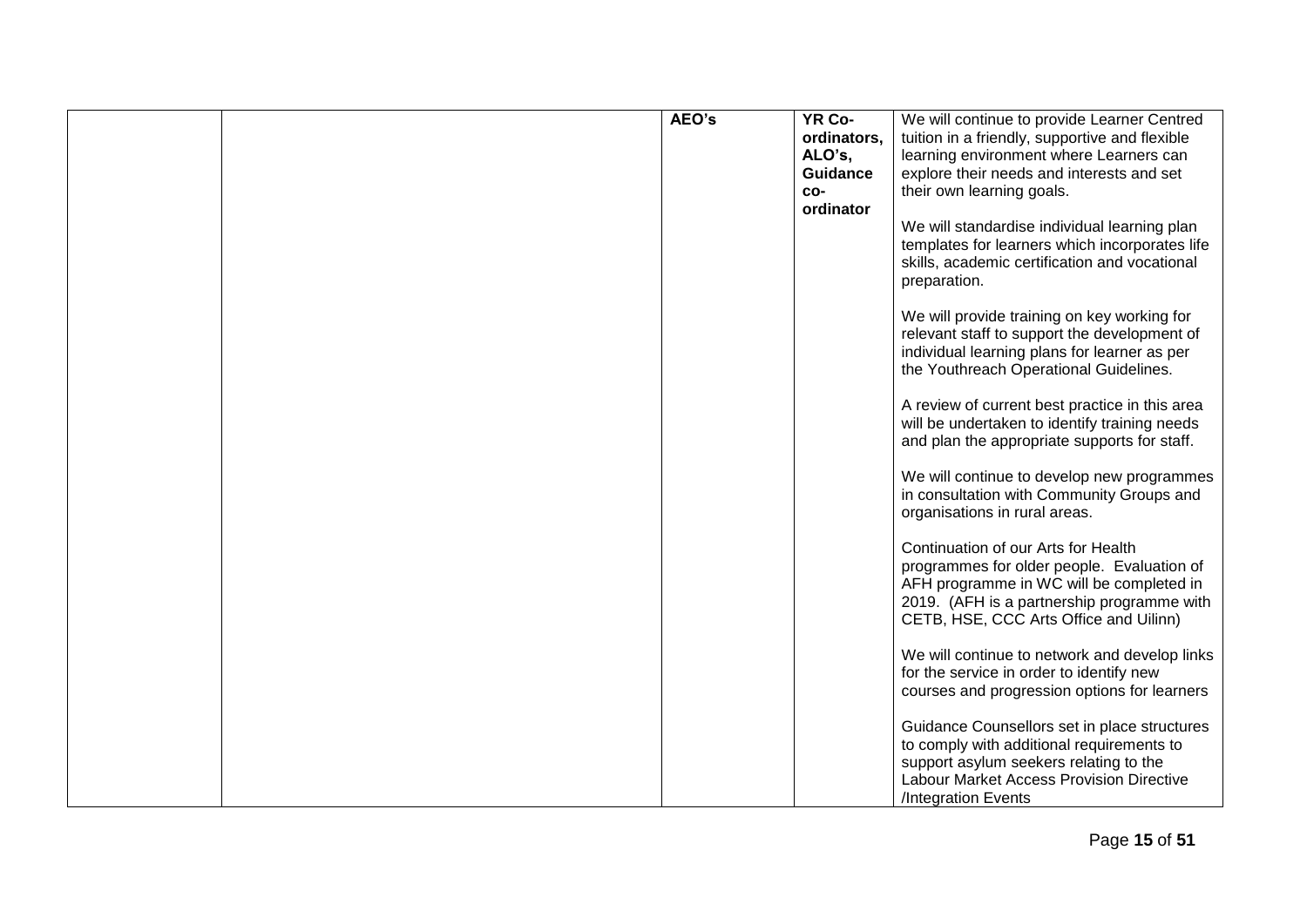| | | | | |
|---|---|---|---|---|
| | | **AEO's** | **YR Co-ordinators, ALO's, Guidance co-ordinator** | We will continue to provide Learner Centred tuition in a friendly, supportive and flexible learning environment where Learners can explore their needs and interests and set their own learning goals.<br><br>We will standardise individual learning plan templates for learners which incorporates life skills, academic certification and vocational preparation.<br><br>We will provide training on key working for relevant staff to support the development of individual learning plans for learner as per the Youthreach Operational Guidelines.<br><br>A review of current best practice in this area will be undertaken to identify training needs and plan the appropriate supports for staff.<br><br>We will continue to develop new programmes in consultation with Community Groups and organisations in rural areas.<br><br>Continuation of our Arts for Health programmes for older people. Evaluation of AFH programme in WC will be completed in 2019. (AFH is a partnership programme with CETB, HSE, CCC Arts Office and Uilinn)<br><br>We will continue to network and develop links for the service in order to identify new courses and progression options for learners<br><br>Guidance Counsellors set in place structures to comply with additional requirements to support asylum seekers relating to the Labour Market Access Provision Directive /Integration Events |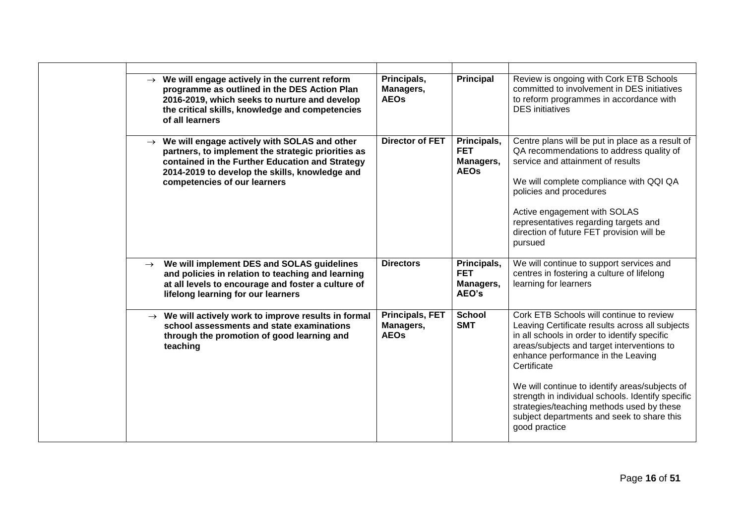| | | | | |
|---|---|---|---|---|
| | → **We will engage actively in the current reform programme as outlined in the DES Action Plan 2016-2019, which seeks to nurture and develop the critical skills, knowledge and competencies of all learners** | **Principals, Managers, AEOs** | **Principal** | Review is ongoing with Cork ETB Schools committed to involvement in DES initiatives to reform programmes in accordance with DES initiatives |
| | → **We will engage actively with SOLAS and other partners, to implement the strategic priorities as contained in the Further Education and Strategy 2014-2019 to develop the skills, knowledge and competencies of our learners** | **Director of FET** | **Principals, FET Managers, AEOs** | Centre plans will be put in place as a result of QA recommendations to address quality of service and attainment of results<br><br>We will complete compliance with QQI QA policies and procedures<br><br>Active engagement with SOLAS representatives regarding targets and direction of future FET provision will be pursued |
| | → **We will implement DES and SOLAS guidelines and policies in relation to teaching and learning at all levels to encourage and foster a culture of lifelong learning for our learners** | **Directors** | **Principals, FET Managers, AEO's** | We will continue to support services and centres in fostering a culture of lifelong learning for learners |
| | → **We will actively work to improve results in formal school assessments and state examinations through the promotion of good learning and teaching** | **Principals, FET Managers, AEOs** | **School SMT** | Cork ETB Schools will continue to review Leaving Certificate results across all subjects in all schools in order to identify specific areas/subjects and target interventions to enhance performance in the Leaving Certificate<br><br>We will continue to identify areas/subjects of strength in individual schools. Identify specific strategies/teaching methods used by these subject departments and seek to share this good practice |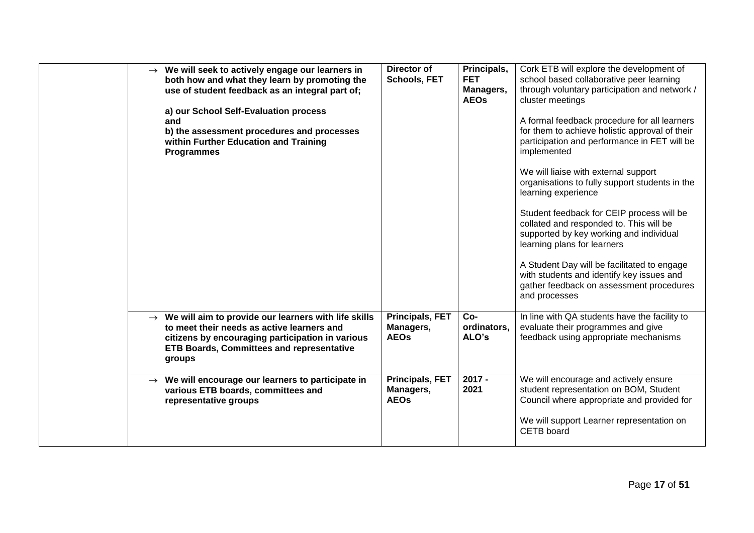| | | | | |
|---|---|---|---|---|
| | → **We will seek to actively engage our learners in both how and what they learn by promoting the use of student feedback as an integral part of;**<br><br>**a) our School Self-Evaluation process**<br>**and**<br>**b) the assessment procedures and processes within Further Education and Training Programmes** | **Director of Schools, FET** | **Principals, FET Managers, AEOs** | Cork ETB will explore the development of school based collaborative peer learning through voluntary participation and network / cluster meetings<br><br>A formal feedback procedure for all learners for them to achieve holistic approval of their participation and performance in FET will be implemented<br><br>We will liaise with external support organisations to fully support students in the learning experience<br><br>Student feedback for CEIP process will be collated and responded to. This will be supported by key working and individual learning plans for learners<br><br>A Student Day will be facilitated to engage with students and identify key issues and gather feedback on assessment procedures and processes |
| | → **We will aim to provide our learners with life skills to meet their needs as active learners and citizens by encouraging participation in various ETB Boards, Committees and representative groups** | **Principals, FET Managers, AEOs** | **Co-ordinators, ALO's** | In line with QA students have the facility to evaluate their programmes and give feedback using appropriate mechanisms |
| | → **We will encourage our learners to participate in various ETB boards, committees and representative groups** | **Principals, FET Managers, AEOs** | **2017 - 2021** | We will encourage and actively ensure student representation on BOM, Student Council where appropriate and provided for<br><br>We will support Learner representation on CETB board |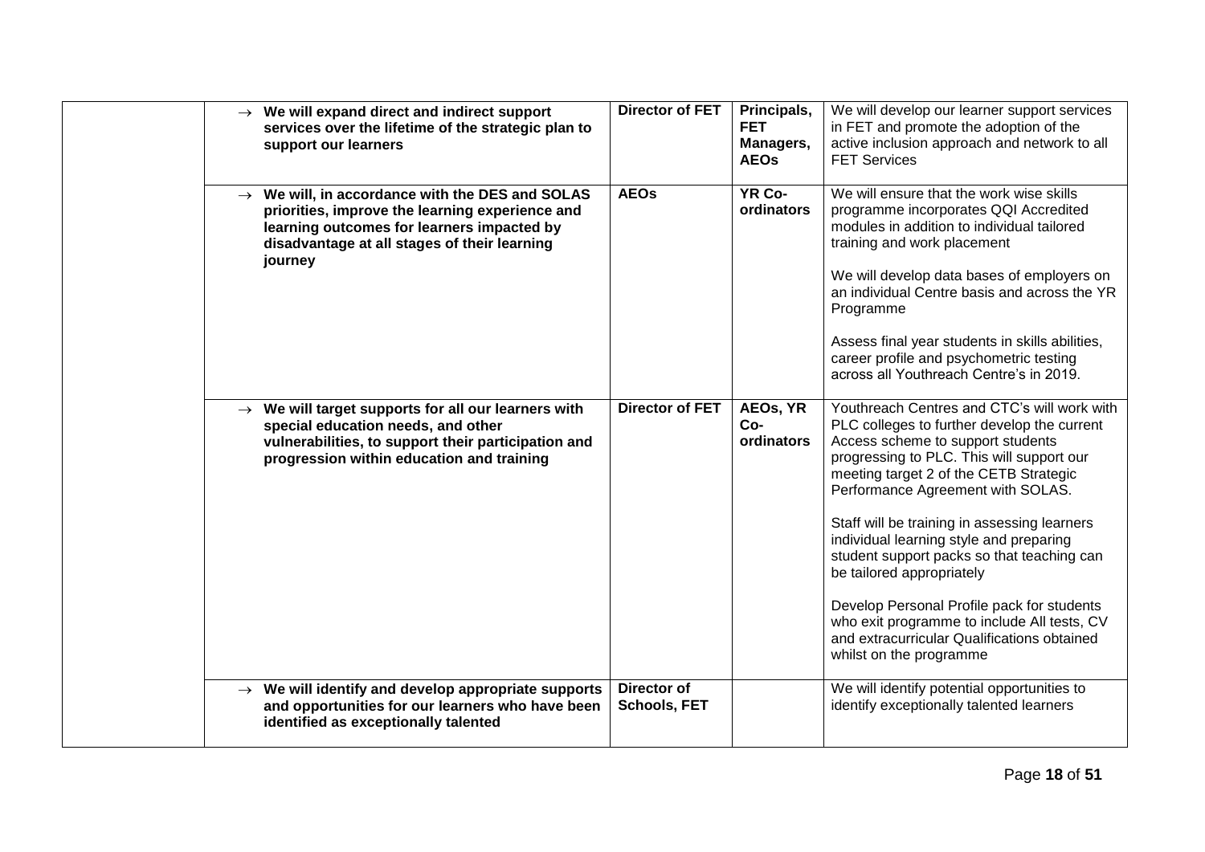| | | | | |
|---|---|---|---|---|
| | → **We will expand direct and indirect support services over the lifetime of the strategic plan to support our learners** | **Director of FET** | **Principals, FET Managers, AEOs** | We will develop our learner support services in FET and promote the adoption of the active inclusion approach and network to all FET Services |
| | → **We will, in accordance with the DES and SOLAS priorities, improve the learning experience and learning outcomes for learners impacted by disadvantage at all stages of their learning journey** | **AEOs** | **YR Co-ordinators** | We will ensure that the work wise skills programme incorporates QQI Accredited modules in addition to individual tailored training and work placement<br><br>We will develop data bases of employers on an individual Centre basis and across the YR Programme<br><br>Assess final year students in skills abilities, career profile and psychometric testing across all Youthreach Centre's in 2019. |
| | → **We will target supports for all our learners with special education needs, and other vulnerabilities, to support their participation and progression within education and training** | **Director of FET** | **AEOs, YR Co-ordinators** | Youthreach Centres and CTC's will work with PLC colleges to further develop the current Access scheme to support students progressing to PLC. This will support our meeting target 2 of the CETB Strategic Performance Agreement with SOLAS.<br><br>Staff will be training in assessing learners individual learning style and preparing student support packs so that teaching can be tailored appropriately<br><br>Develop Personal Profile pack for students who exit programme to include All tests, CV and extracurricular Qualifications obtained whilst on the programme |
| | → **We will identify and develop appropriate supports and opportunities for our learners who have been identified as exceptionally talented** | **Director of Schools, FET** | | We will identify potential opportunities to identify exceptionally talented learners |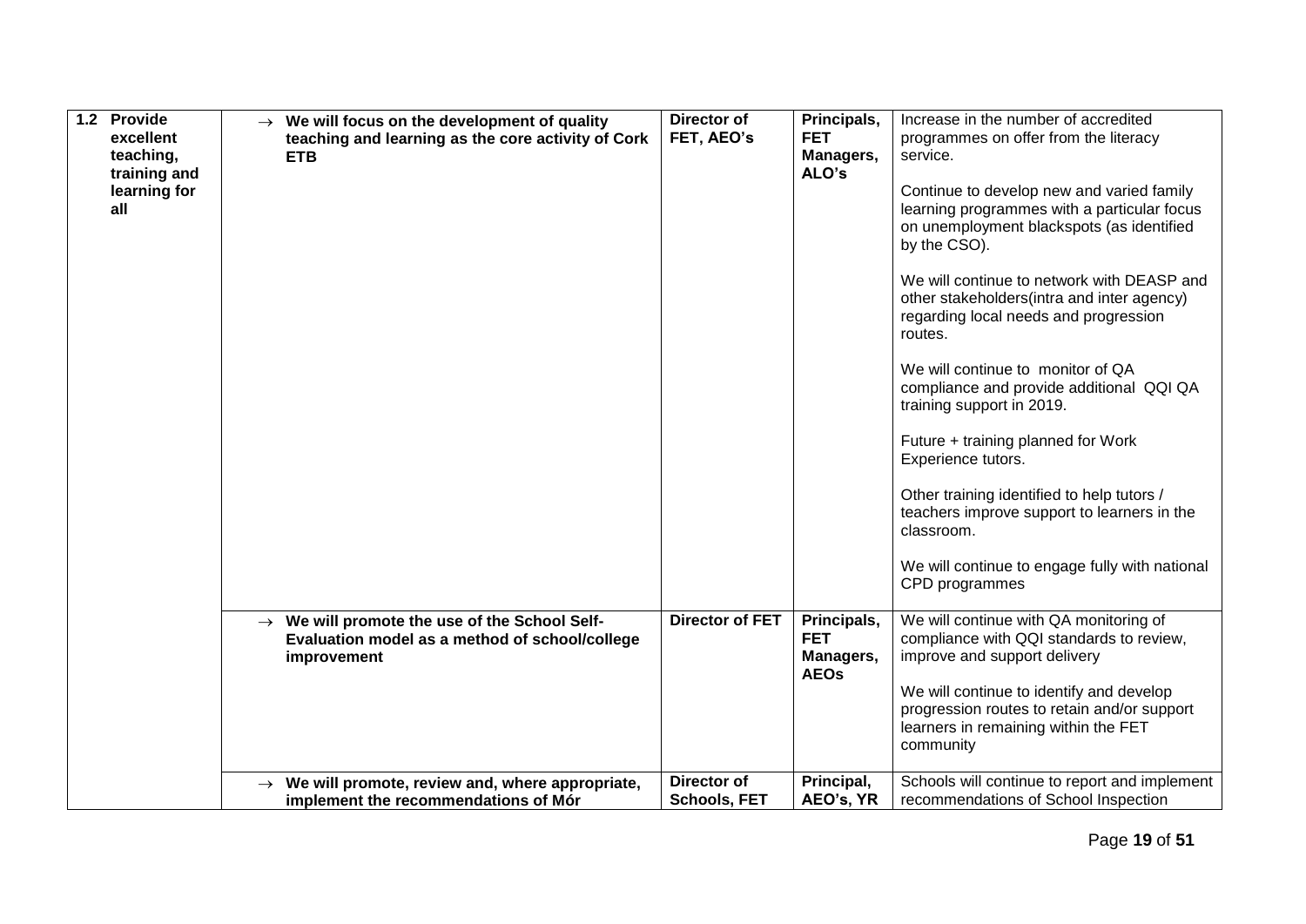| | | | | |
|---|---|---|---|---|
| **1.2 Provide excellent teaching, training and learning for all** | → **We will focus on the development of quality teaching and learning as the core activity of Cork ETB** | **Director of FET, AEO's** | **Principals, FET Managers, ALO's** | Increase in the number of accredited programmes on offer from the literacy service.<br><br>Continue to develop new and varied family learning programmes with a particular focus on unemployment blackspots (as identified by the CSO).<br><br>We will continue to network with DEASP and other stakeholders(intra and inter agency) regarding local needs and progression routes.<br><br>We will continue to monitor of QA compliance and provide additional QQI QA training support in 2019.<br><br>Future + training planned for Work Experience tutors.<br><br>Other training identified to help tutors / teachers improve support to learners in the classroom.<br><br>We will continue to engage fully with national CPD programmes |
| | → **We will promote the use of the School Self-Evaluation model as a method of school/college improvement** | **Director of FET** | **Principals, FET Managers, AEOs** | We will continue with QA monitoring of compliance with QQI standards to review, improve and support delivery<br><br>We will continue to identify and develop progression routes to retain and/or support learners in remaining within the FET community |
| | → **We will promote, review and, where appropriate, implement the recommendations of Mór** | **Director of Schools, FET** | **Principal, AEO's, YR** | Schools will continue to report and implement recommendations of School Inspection |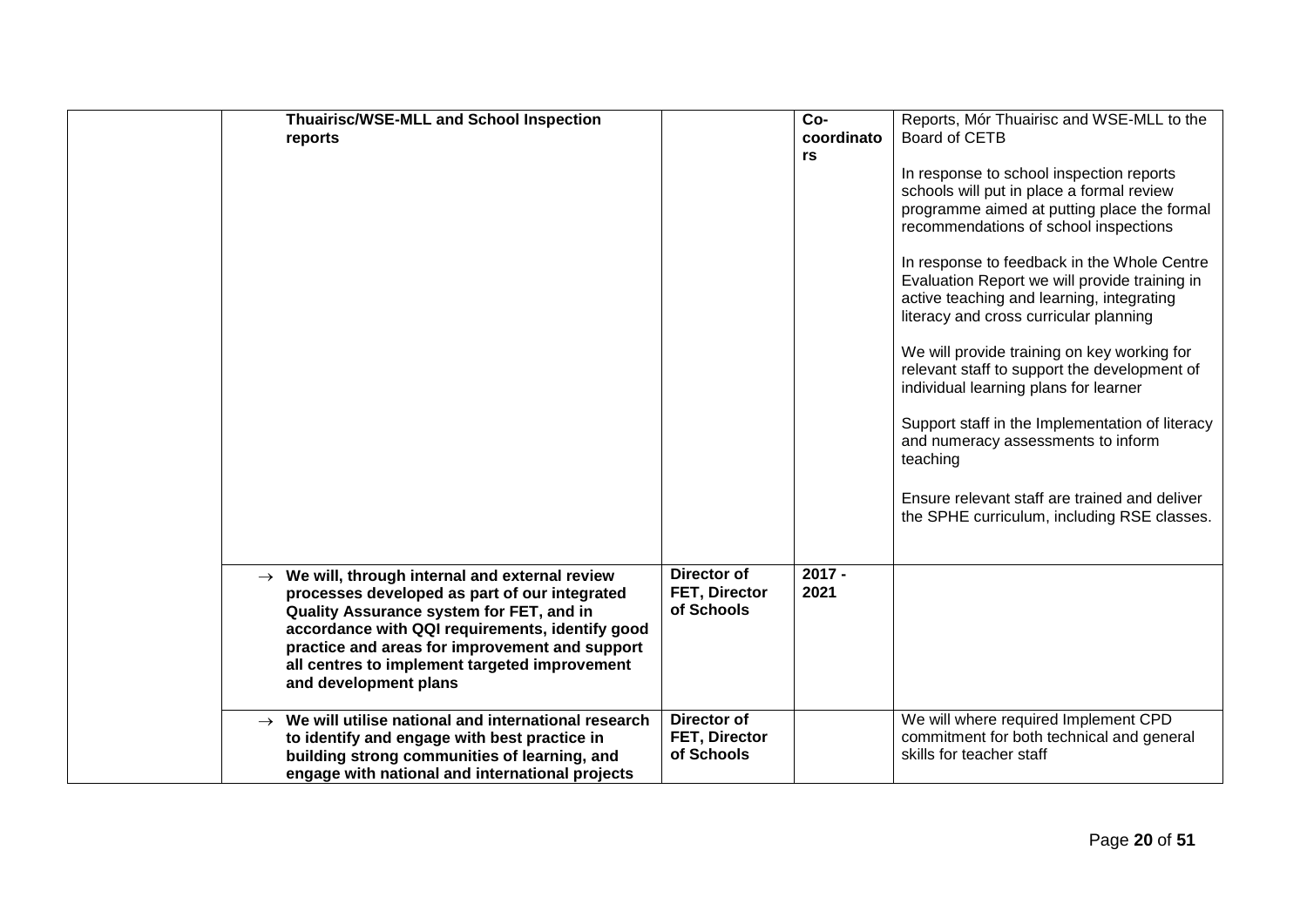| | | | | |
|---|---|---|---|---|
| | **Thuairisc/WSE-MLL and School Inspection reports** | | **Co-coordinators** | Reports, Mór Thuairisc and WSE-MLL to the Board of CETB<br><br>In response to school inspection reports schools will put in place a formal review programme aimed at putting place the formal recommendations of school inspections<br><br>In response to feedback in the Whole Centre Evaluation Report we will provide training in active teaching and learning, integrating literacy and cross curricular planning<br><br>We will provide training on key working for relevant staff to support the development of individual learning plans for learner<br><br>Support staff in the Implementation of literacy and numeracy assessments to inform teaching<br><br>Ensure relevant staff are trained and deliver the SPHE curriculum, including RSE classes. |
| | → **We will, through internal and external review processes developed as part of our integrated Quality Assurance system for FET, and in accordance with QQI requirements, identify good practice and areas for improvement and support all centres to implement targeted improvement and development plans** | **Director of FET, Director of Schools** | **2017 - 2021** | |
| | → **We will utilise national and international research to identify and engage with best practice in building strong communities of learning, and engage with national and international projects** | **Director of FET, Director of Schools** | | We will where required Implement CPD commitment for both technical and general skills for teacher staff |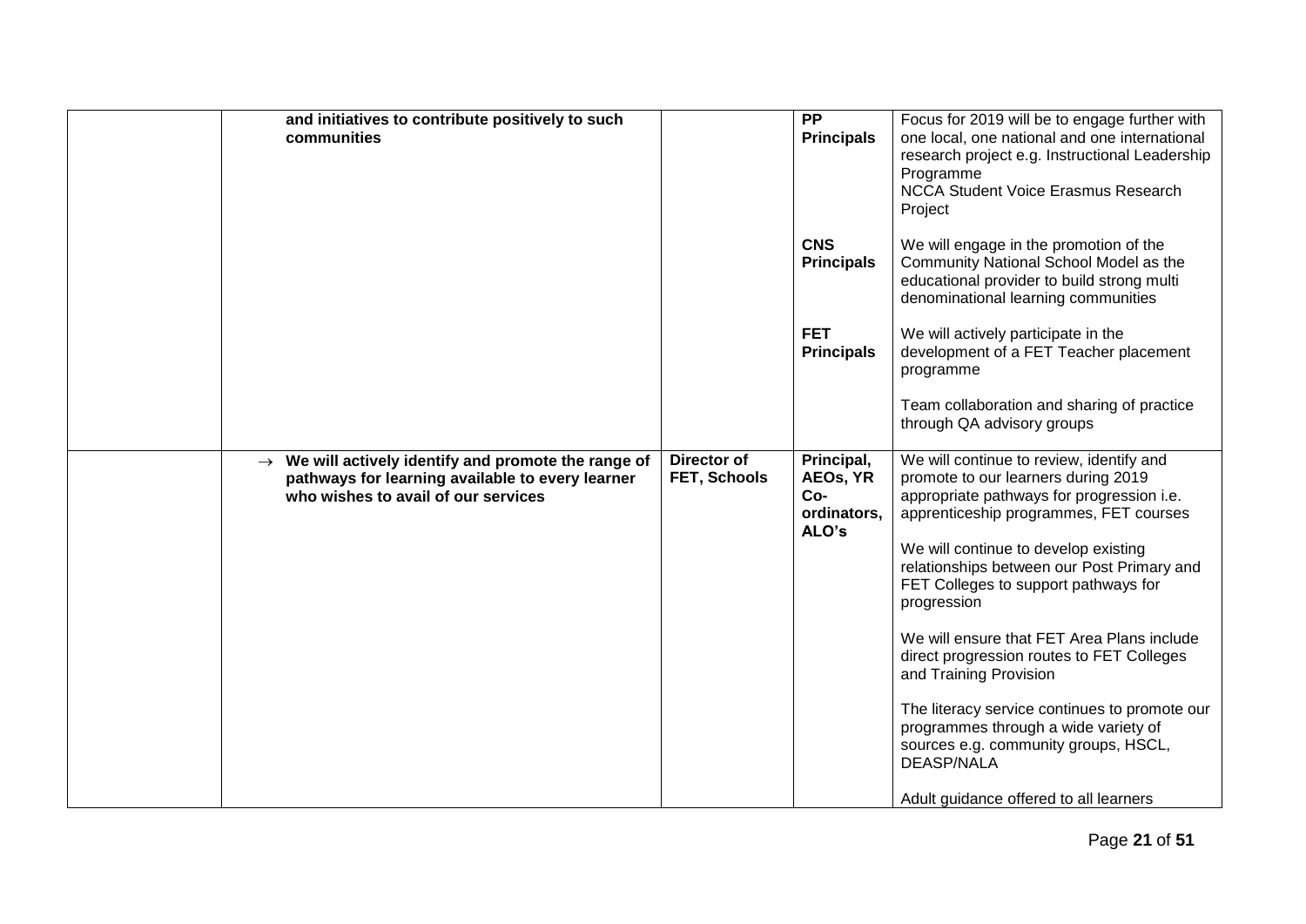|  |  |  |  |
|---|---|---|---|
|  | **and initiatives to contribute positively to such communities** |  | **PP Principals** | Focus for 2019 will be to engage further with one local, one national and one international research project e.g. Instructional Leadership Programme<br>NCCA Student Voice Erasmus Research Project |
|  |  |  | **CNS Principals** | We will engage in the promotion of the Community National School Model as the educational provider to build strong multi denominational learning communities |
|  |  |  | **FET Principals** | We will actively participate in the development of a FET Teacher placement programme<br><br>Team collaboration and sharing of practice through QA advisory groups |
|  | → **We will actively identify and promote the range of pathways for learning available to every learner who wishes to avail of our services** | **Director of FET, Schools** | **Principal, AEOs, YR Co-ordinators, ALO's** | We will continue to review, identify and promote to our learners during 2019 appropriate pathways for progression i.e. apprenticeship programmes, FET courses<br><br>We will continue to develop existing relationships between our Post Primary and FET Colleges to support pathways for progression<br><br>We will ensure that FET Area Plans include direct progression routes to FET Colleges and Training Provision<br><br>The literacy service continues to promote our programmes through a wide variety of sources e.g. community groups, HSCL, DEASP/NALA<br><br>Adult guidance offered to all learners |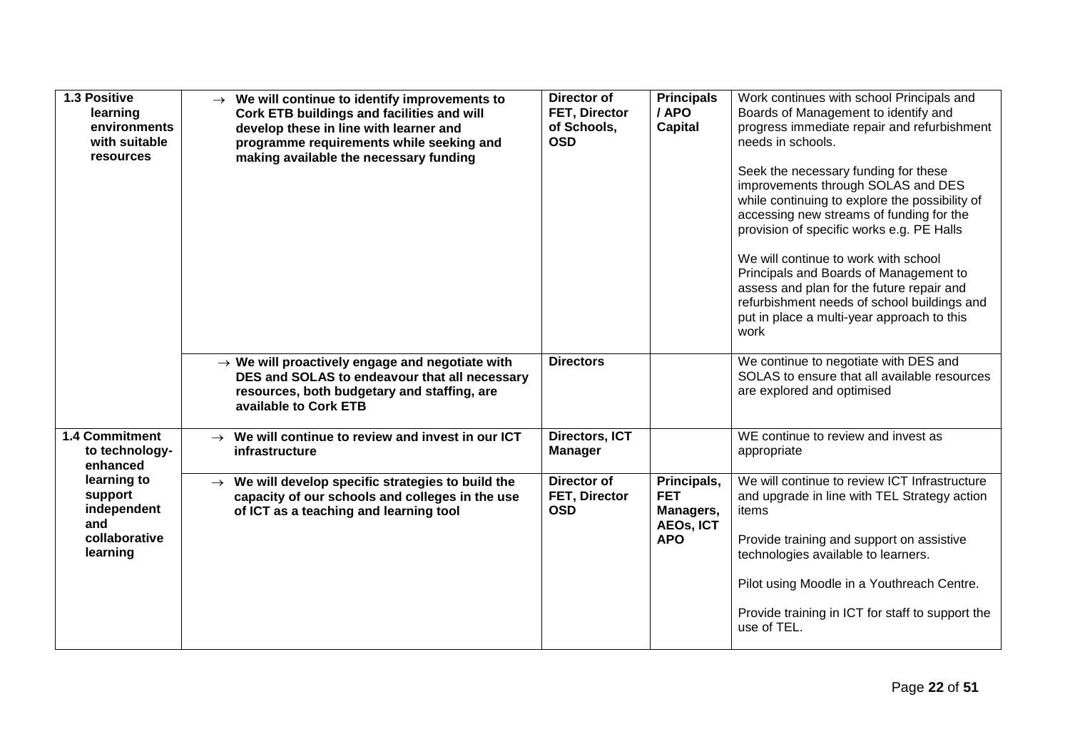| | | | | |
|---|---|---|---|---|
| **1.3 Positive learning environments with suitable resources** | → **We will continue to identify improvements to Cork ETB buildings and facilities and will develop these in line with learner and programme requirements while seeking and making available the necessary funding** | **Director of FET, Director of Schools, OSD** | **Principals / APO Capital** | Work continues with school Principals and Boards of Management to identify and progress immediate repair and refurbishment needs in schools.<br><br>Seek the necessary funding for these improvements through SOLAS and DES while continuing to explore the possibility of accessing new streams of funding for the provision of specific works e.g. PE Halls<br><br>We will continue to work with school Principals and Boards of Management to assess and plan for the future repair and refurbishment needs of school buildings and put in place a multi-year approach to this work |
| | → **We will proactively engage and negotiate with DES and SOLAS to endeavour that all necessary resources, both budgetary and staffing, are available to Cork ETB** | **Directors** | | We continue to negotiate with DES and SOLAS to ensure that all available resources are explored and optimised |
| **1.4 Commitment to technology-enhanced learning to support independent and collaborative learning** | → **We will continue to review and invest in our ICT infrastructure** | **Directors, ICT Manager** | | WE continue to review and invest as appropriate |
| | → **We will develop specific strategies to build the capacity of our schools and colleges in the use of ICT as a teaching and learning tool** | **Director of FET, Director OSD** | **Principals, FET Managers, AEOs, ICT APO** | We will continue to review ICT Infrastructure and upgrade in line with TEL Strategy action items<br><br>Provide training and support on assistive technologies available to learners.<br><br>Pilot using Moodle in a Youthreach Centre.<br><br>Provide training in ICT for staff to support the use of TEL. |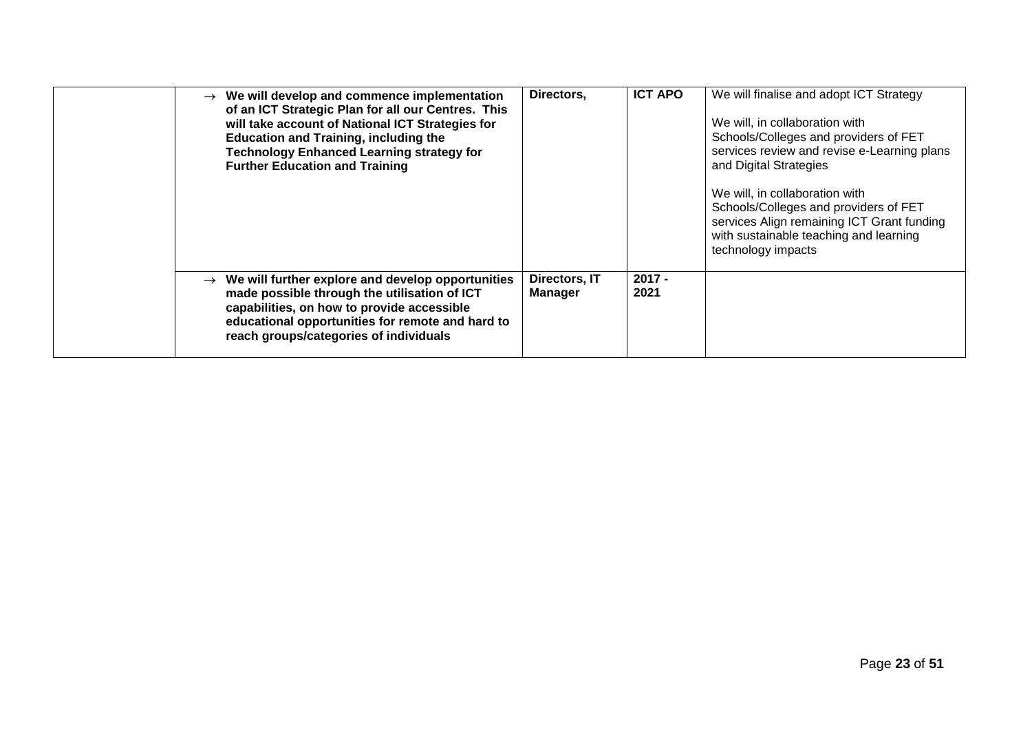| | | | | |
|---|---|---|---|---|
| | → **We will develop and commence implementation of an ICT Strategic Plan for all our Centres. This will take account of National ICT Strategies for Education and Training, including the Technology Enhanced Learning strategy for Further Education and Training** | **Directors,** | **ICT APO** | We will finalise and adopt ICT Strategy<br><br>We will, in collaboration with Schools/Colleges and providers of FET services review and revise e-Learning plans and Digital Strategies<br><br>We will, in collaboration with Schools/Colleges and providers of FET services Align remaining ICT Grant funding with sustainable teaching and learning technology impacts |
| | → **We will further explore and develop opportunities made possible through the utilisation of ICT capabilities, on how to provide accessible educational opportunities for remote and hard to reach groups/categories of individuals** | **Directors, IT Manager** | **2017 - 2021** | |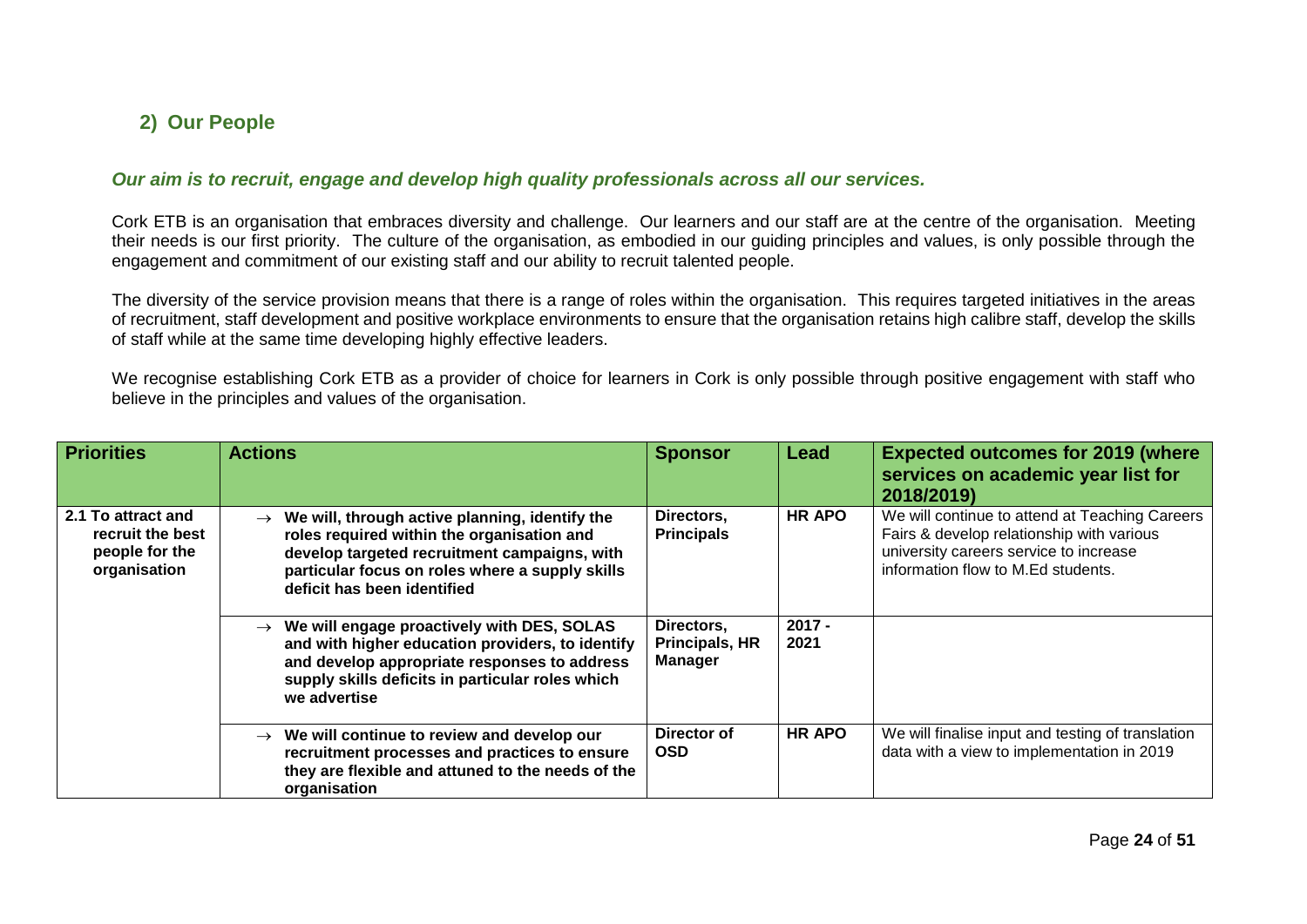## 2) Our People

***Our aim is to recruit, engage and develop high quality professionals across all our services.***

Cork ETB is an organisation that embraces diversity and challenge. Our learners and our staff are at the centre of the organisation. Meeting their needs is our first priority. The culture of the organisation, as embodied in our guiding principles and values, is only possible through the engagement and commitment of our existing staff and our ability to recruit talented people.

The diversity of the service provision means that there is a range of roles within the organisation. This requires targeted initiatives in the areas of recruitment, staff development and positive workplace environments to ensure that the organisation retains high calibre staff, develop the skills of staff while at the same time developing highly effective leaders.

We recognise establishing Cork ETB as a provider of choice for learners in Cork is only possible through positive engagement with staff who believe in the principles and values of the organisation.

| Priorities | Actions | Sponsor | Lead | Expected outcomes for 2019 (where services on academic year list for 2018/2019) |
|---|---|---|---|---|
| **2.1 To attract and recruit the best people for the organisation** | → **We will, through active planning, identify the roles required within the organisation and develop targeted recruitment campaigns, with particular focus on roles where a supply skills deficit has been identified** | **Directors, Principals** | **HR APO** | We will continue to attend at Teaching Careers Fairs & develop relationship with various university careers service to increase information flow to M.Ed students. |
| | → **We will engage proactively with DES, SOLAS and with higher education providers, to identify and develop appropriate responses to address supply skills deficits in particular roles which we advertise** | **Directors, Principals, HR Manager** | **2017 - 2021** | |
| | → **We will continue to review and develop our recruitment processes and practices to ensure they are flexible and attuned to the needs of the organisation** | **Director of OSD** | **HR APO** | We will finalise input and testing of translation data with a view to implementation in 2019 |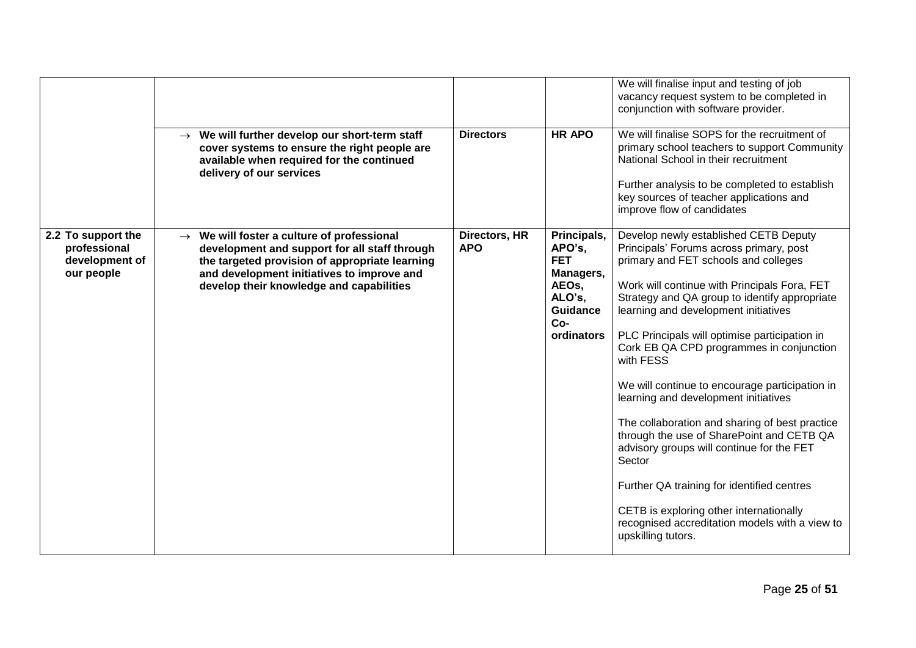| | | | | |
|---|---|---|---|---|
| | | | | We will finalise input and testing of job vacancy request system to be completed in conjunction with software provider. |
| | → **We will further develop our short-term staff cover systems to ensure the right people are available when required for the continued delivery of our services** | **Directors** | **HR APO** | We will finalise SOPS for the recruitment of primary school teachers to support Community National School in their recruitment<br><br>Further analysis to be completed to establish key sources of teacher applications and improve flow of candidates |
| **2.2 To support the professional development of our people** | → **We will foster a culture of professional development and support for all staff through the targeted provision of appropriate learning and development initiatives to improve and develop their knowledge and capabilities** | **Directors, HR APO** | **Principals, APO's, FET Managers, AEOs, ALO's, Guidance Co-ordinators** | Develop newly established CETB Deputy Principals' Forums across primary, post primary and FET schools and colleges<br><br>Work will continue with Principals Fora, FET Strategy and QA group to identify appropriate learning and development initiatives<br><br>PLC Principals will optimise participation in Cork EB QA CPD programmes in conjunction with FESS<br><br>We will continue to encourage participation in learning and development initiatives<br><br>The collaboration and sharing of best practice through the use of SharePoint and CETB QA advisory groups will continue for the FET Sector<br><br>Further QA training for identified centres<br><br>CETB is exploring other internationally recognised accreditation models with a view to upskilling tutors. |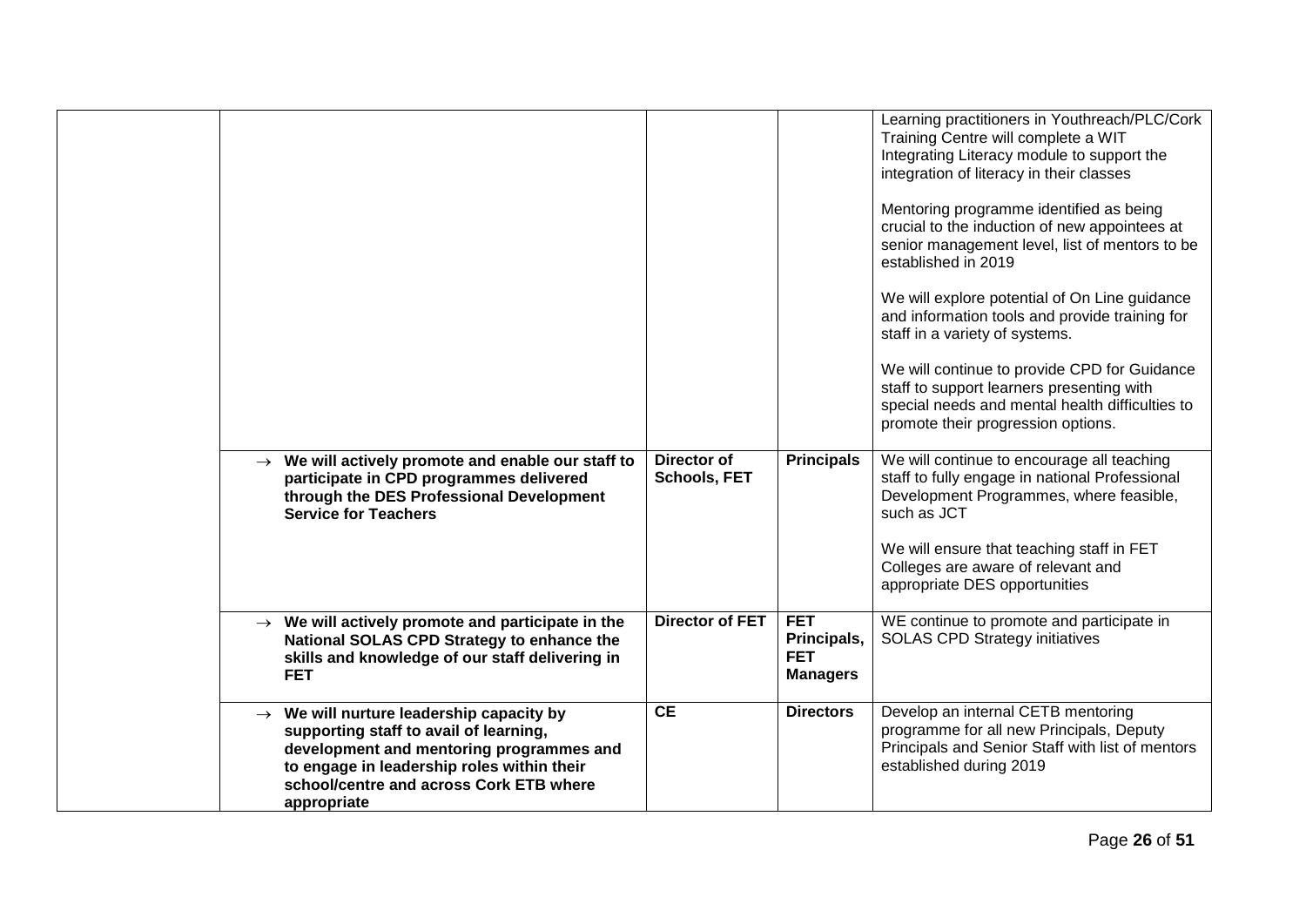| | | | | |
|---|---|---|---|---|
| | | | | Learning practitioners in Youthreach/PLC/Cork Training Centre will complete a WIT Integrating Literacy module to support the integration of literacy in their classes<br><br>Mentoring programme identified as being crucial to the induction of new appointees at senior management level, list of mentors to be established in 2019<br><br>We will explore potential of On Line guidance and information tools and provide training for staff in a variety of systems.<br><br>We will continue to provide CPD for Guidance staff to support learners presenting with special needs and mental health difficulties to promote their progression options. |
| | → **We will actively promote and enable our staff to participate in CPD programmes delivered through the DES Professional Development Service for Teachers** | **Director of Schools, FET** | **Principals** | We will continue to encourage all teaching staff to fully engage in national Professional Development Programmes, where feasible, such as JCT<br><br>We will ensure that teaching staff in FET Colleges are aware of relevant and appropriate DES opportunities |
| | → **We will actively promote and participate in the National SOLAS CPD Strategy to enhance the skills and knowledge of our staff delivering in FET** | **Director of FET** | **FET Principals, FET Managers** | WE continue to promote and participate in SOLAS CPD Strategy initiatives |
| | → **We will nurture leadership capacity by supporting staff to avail of learning, development and mentoring programmes and to engage in leadership roles within their school/centre and across Cork ETB where appropriate** | **CE** | **Directors** | Develop an internal CETB mentoring programme for all new Principals, Deputy Principals and Senior Staff with list of mentors established during 2019 |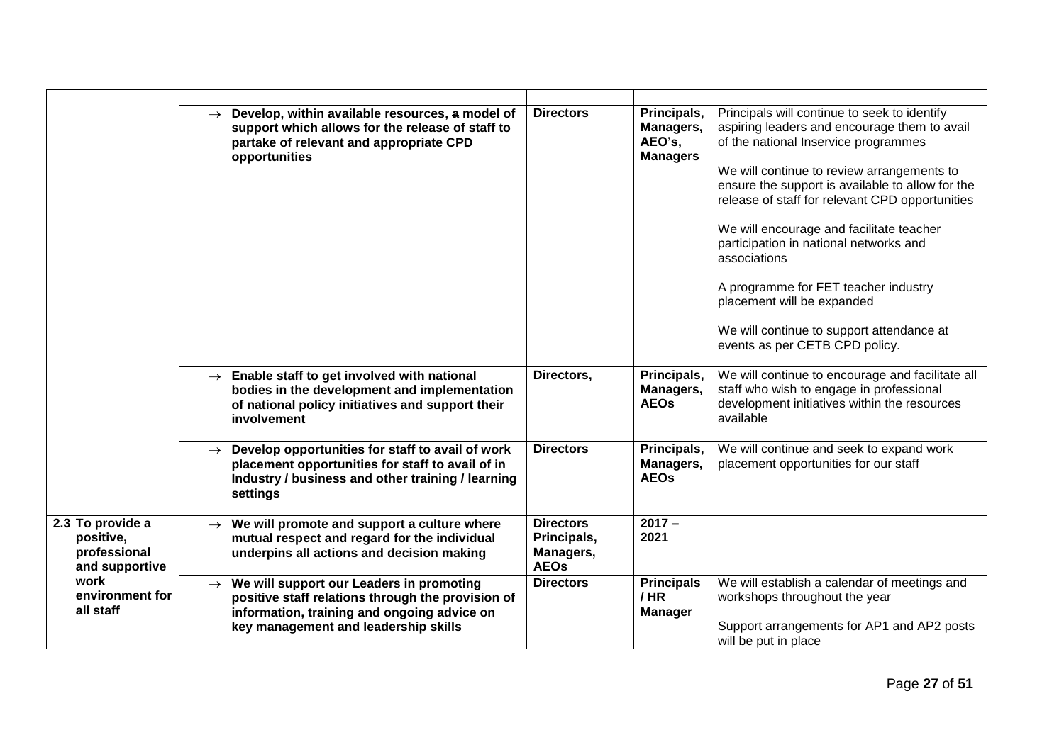| | | | | |
|---|---|---|---|---|
| | → **Develop, within available resources, a model of support which allows for the release of staff to partake of relevant and appropriate CPD opportunities** | **Directors** | **Principals, Managers, AEO's, Managers** | Principals will continue to seek to identify aspiring leaders and encourage them to avail of the national Inservice programmes<br><br>We will continue to review arrangements to ensure the support is available to allow for the release of staff for relevant CPD opportunities<br><br>We will encourage and facilitate teacher participation in national networks and associations<br><br>A programme for FET teacher industry placement will be expanded<br><br>We will continue to support attendance at events as per CETB CPD policy. |
| | → **Enable staff to get involved with national bodies in the development and implementation of national policy initiatives and support their involvement** | **Directors,** | **Principals, Managers, AEOs** | We will continue to encourage and facilitate all staff who wish to engage in professional development initiatives within the resources available |
| | → **Develop opportunities for staff to avail of work placement opportunities for staff to avail of in Industry / business and other training / learning settings** | **Directors** | **Principals, Managers, AEOs** | We will continue and seek to expand work placement opportunities for our staff |
| **2.3 To provide a positive, professional and supportive work environment for all staff** | → **We will promote and support a culture where mutual respect and regard for the individual underpins all actions and decision making** | **Directors Principals, Managers, AEOs** | **2017 – 2021** | |
| | → **We will support our Leaders in promoting positive staff relations through the provision of information, training and ongoing advice on key management and leadership skills** | **Directors** | **Principals / HR Manager** | We will establish a calendar of meetings and workshops throughout the year<br><br>Support arrangements for AP1 and AP2 posts will be put in place |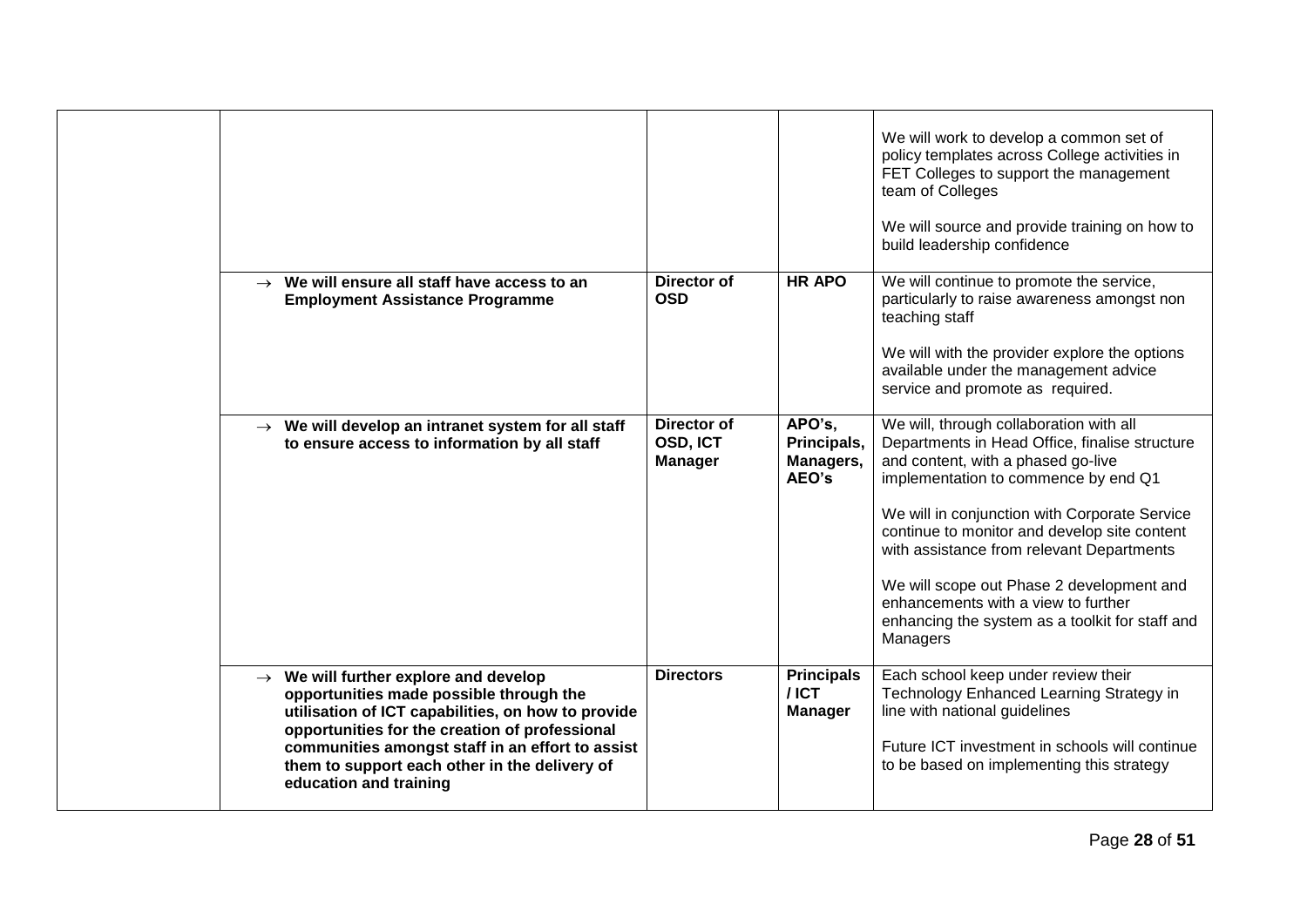| | | | | |
|---|---|---|---|---|
| | | | | We will work to develop a common set of policy templates across College activities in FET Colleges to support the management team of Colleges<br><br>We will source and provide training on how to build leadership confidence |
| | → **We will ensure all staff have access to an Employment Assistance Programme** | **Director of OSD** | **HR APO** | We will continue to promote the service, particularly to raise awareness amongst non teaching staff<br><br>We will with the provider explore the options available under the management advice service and promote as required. |
| | → **We will develop an intranet system for all staff to ensure access to information by all staff** | **Director of OSD, ICT Manager** | **APO's, Principals, Managers, AEO's** | We will, through collaboration with all Departments in Head Office, finalise structure and content, with a phased go-live implementation to commence by end Q1<br><br>We will in conjunction with Corporate Service continue to monitor and develop site content with assistance from relevant Departments<br><br>We will scope out Phase 2 development and enhancements with a view to further enhancing the system as a toolkit for staff and Managers |
| | → **We will further explore and develop opportunities made possible through the utilisation of ICT capabilities, on how to provide opportunities for the creation of professional communities amongst staff in an effort to assist them to support each other in the delivery of education and training** | **Directors** | **Principals / ICT Manager** | Each school keep under review their Technology Enhanced Learning Strategy in line with national guidelines<br><br>Future ICT investment in schools will continue to be based on implementing this strategy |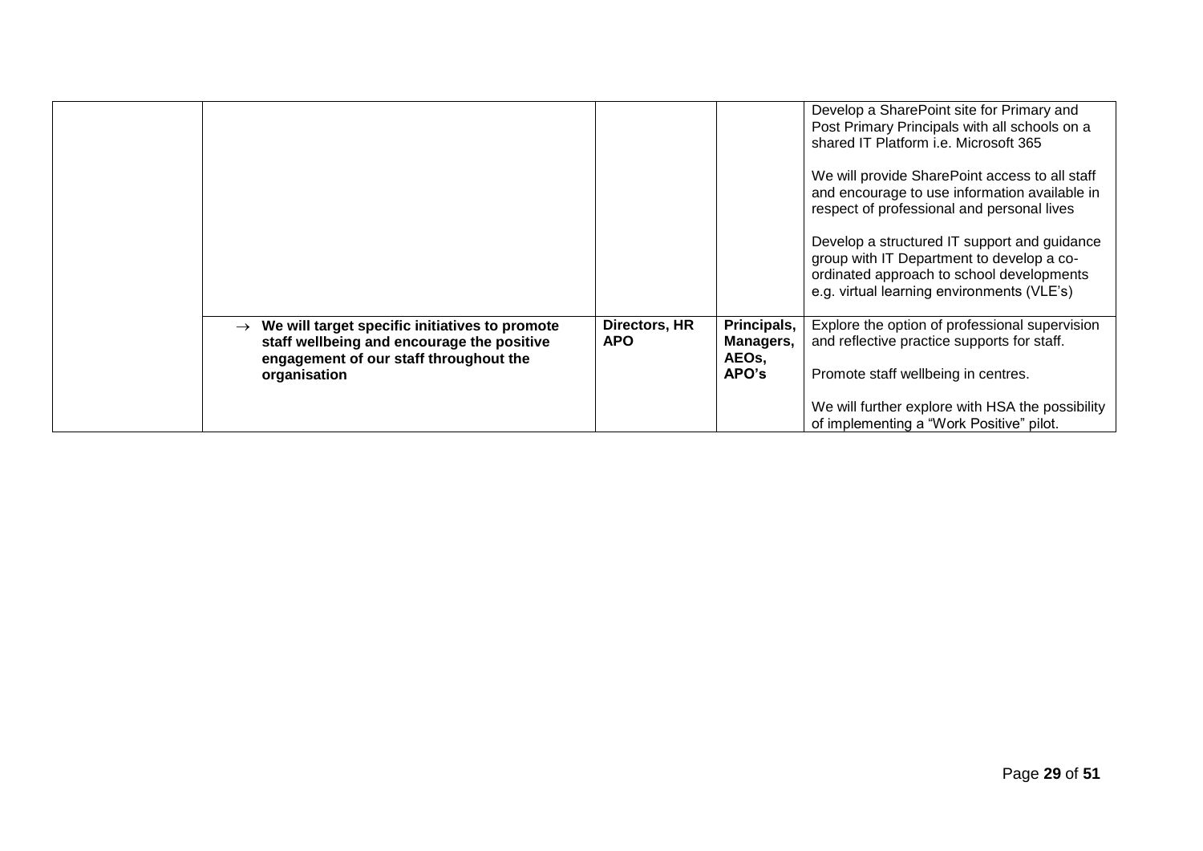| | | | | |
|---|---|---|---|---|
| | | | | Develop a SharePoint site for Primary and Post Primary Principals with all schools on a shared IT Platform i.e. Microsoft 365<br><br>We will provide SharePoint access to all staff and encourage to use information available in respect of professional and personal lives<br><br>Develop a structured IT support and guidance group with IT Department to develop a co-ordinated approach to school developments e.g. virtual learning environments (VLE's) |
| | → **We will target specific initiatives to promote staff wellbeing and encourage the positive engagement of our staff throughout the organisation** | **Directors, HR APO** | **Principals, Managers, AEOs, APO's** | Explore the option of professional supervision and reflective practice supports for staff.<br><br>Promote staff wellbeing in centres.<br><br>We will further explore with HSA the possibility of implementing a "Work Positive" pilot. |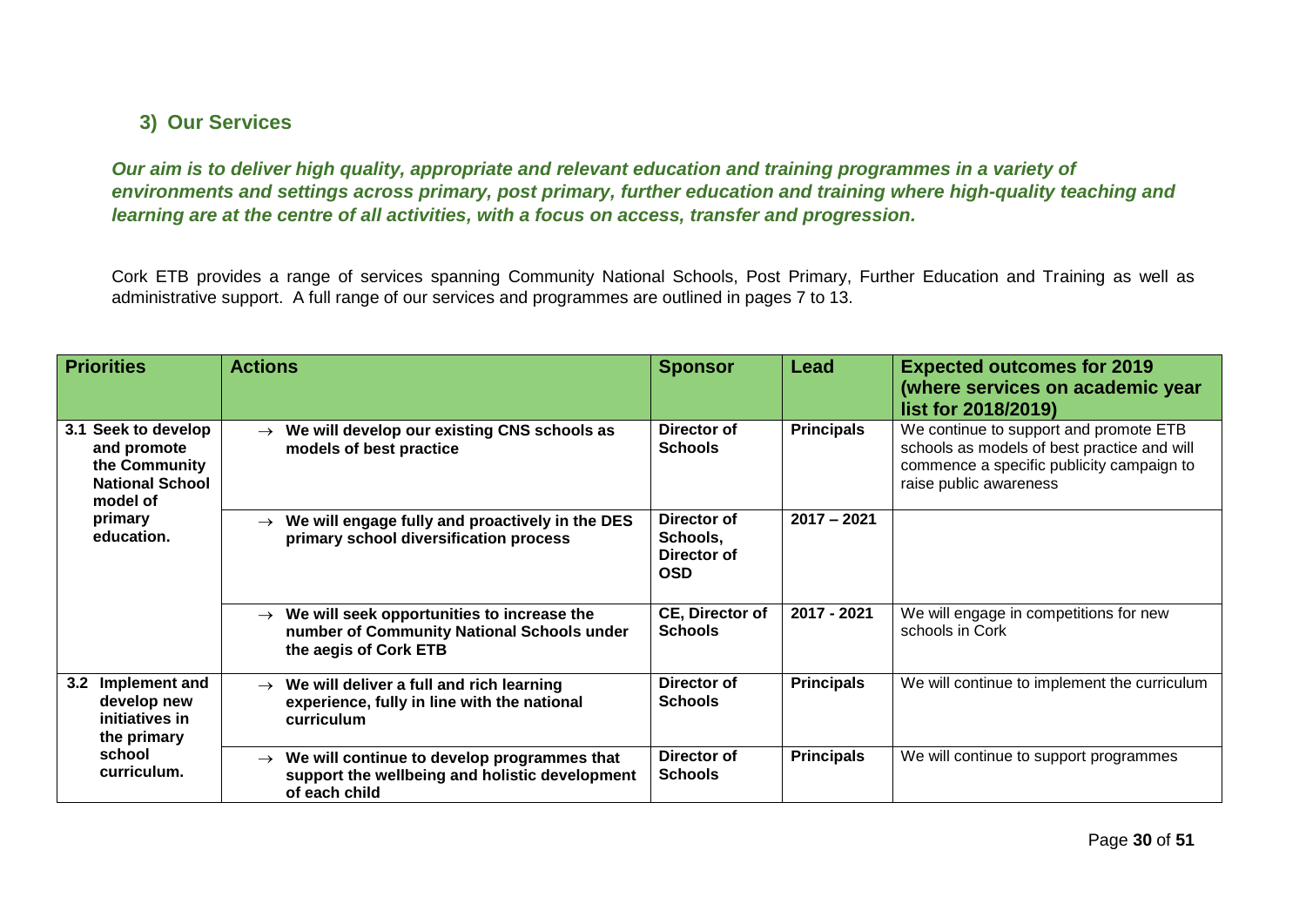## 3) Our Services

***Our aim is to deliver high quality, appropriate and relevant education and training programmes in a variety of environments and settings across primary, post primary, further education and training where high-quality teaching and learning are at the centre of all activities, with a focus on access, transfer and progression.***

Cork ETB provides a range of services spanning Community National Schools, Post Primary, Further Education and Training as well as administrative support. A full range of our services and programmes are outlined in pages 7 to 13.

| Priorities | Actions | Sponsor | Lead | Expected outcomes for 2019 (where services on academic year list for 2018/2019) |
|---|---|---|---|---|
| **3.1 Seek to develop and promote the Community National School model of primary education.** | → **We will develop our existing CNS schools as models of best practice** | **Director of Schools** | **Principals** | We continue to support and promote ETB schools as models of best practice and will commence a specific publicity campaign to raise public awareness |
| | → **We will engage fully and proactively in the DES primary school diversification process** | **Director of Schools, Director of OSD** | **2017 – 2021** | |
| | → **We will seek opportunities to increase the number of Community National Schools under the aegis of Cork ETB** | **CE, Director of Schools** | **2017 - 2021** | We will engage in competitions for new schools in Cork |
| **3.2 Implement and develop new initiatives in the primary school curriculum.** | → **We will deliver a full and rich learning experience, fully in line with the national curriculum** | **Director of Schools** | **Principals** | We will continue to implement the curriculum |
| | → **We will continue to develop programmes that support the wellbeing and holistic development of each child** | **Director of Schools** | **Principals** | We will continue to support programmes |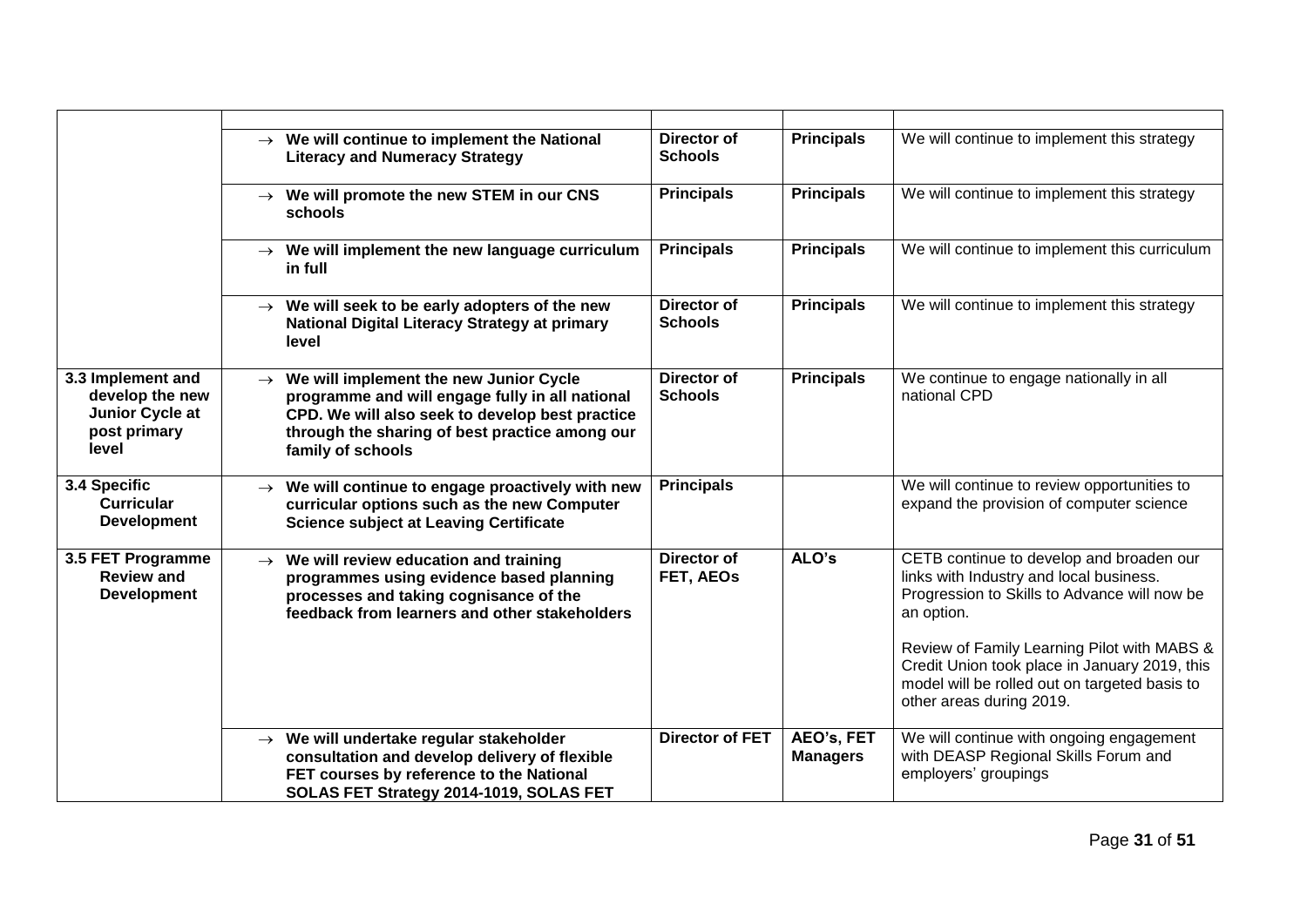| | | | | |
|---|---|---|---|---|
| | → **We will continue to implement the National Literacy and Numeracy Strategy** | **Director of Schools** | **Principals** | We will continue to implement this strategy |
| | → **We will promote the new STEM in our CNS schools** | **Principals** | **Principals** | We will continue to implement this strategy |
| | → **We will implement the new language curriculum in full** | **Principals** | **Principals** | We will continue to implement this curriculum |
| | → **We will seek to be early adopters of the new National Digital Literacy Strategy at primary level** | **Director of Schools** | **Principals** | We will continue to implement this strategy |
| **3.3 Implement and develop the new Junior Cycle at post primary level** | → **We will implement the new Junior Cycle programme and will engage fully in all national CPD. We will also seek to develop best practice through the sharing of best practice among our family of schools** | **Director of Schools** | **Principals** | We continue to engage nationally in all national CPD |
| **3.4 Specific Curricular Development** | → **We will continue to engage proactively with new curricular options such as the new Computer Science subject at Leaving Certificate** | **Principals** | | We will continue to review opportunities to expand the provision of computer science |
| **3.5 FET Programme Review and Development** | → **We will review education and training programmes using evidence based planning processes and taking cognisance of the feedback from learners and other stakeholders** | **Director of FET, AEOs** | **ALO's** | CETB continue to develop and broaden our links with Industry and local business. Progression to Skills to Advance will now be an option.<br><br>Review of Family Learning Pilot with MABS & Credit Union took place in January 2019, this model will be rolled out on targeted basis to other areas during 2019. |
| | → **We will undertake regular stakeholder consultation and develop delivery of flexible FET courses by reference to the National SOLAS FET Strategy 2014-1019, SOLAS FET** | **Director of FET** | **AEO's, FET Managers** | We will continue with ongoing engagement with DEASP Regional Skills Forum and employers' groupings |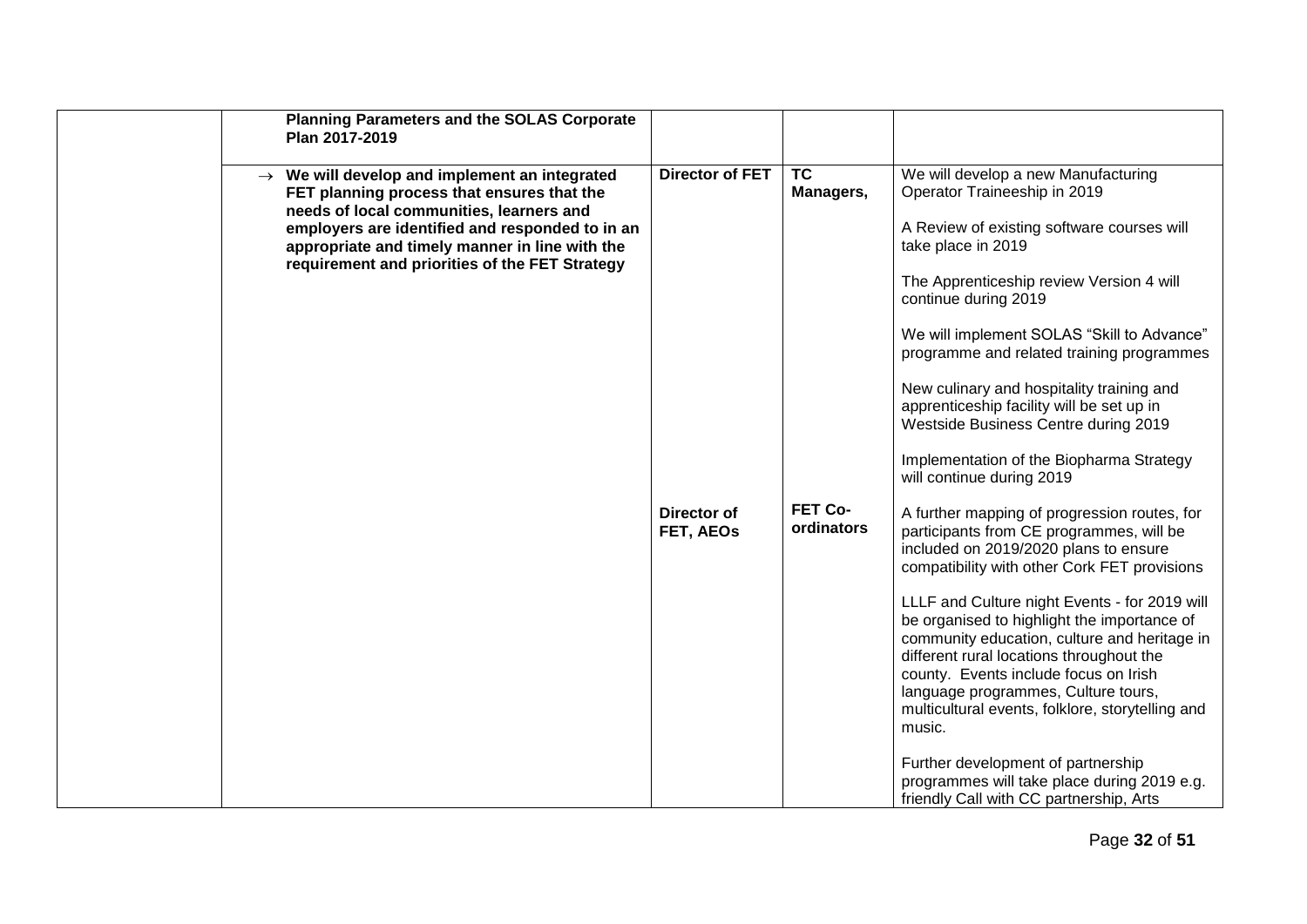| | | | | |
|---|---|---|---|---|
| | **Planning Parameters and the SOLAS Corporate Plan 2017-2019** | | | |
| | → **We will develop and implement an integrated FET planning process that ensures that the needs of local communities, learners and employers are identified and responded to in an appropriate and timely manner in line with the requirement and priorities of the FET Strategy** | **Director of FET** | **TC Managers,** | We will develop a new Manufacturing Operator Traineeship in 2019<br><br>A Review of existing software courses will take place in 2019<br><br>The Apprenticeship review Version 4 will continue during 2019<br><br>We will implement SOLAS "Skill to Advance" programme and related training programmes<br><br>New culinary and hospitality training and apprenticeship facility will be set up in Westside Business Centre during 2019<br><br>Implementation of the Biopharma Strategy will continue during 2019 |
| | | **Director of FET, AEOs** | **FET Co-ordinators** | A further mapping of progression routes, for participants from CE programmes, will be included on 2019/2020 plans to ensure compatibility with other Cork FET provisions<br><br>LLLF and Culture night Events - for 2019 will be organised to highlight the importance of community education, culture and heritage in different rural locations throughout the county. Events include focus on Irish language programmes, Culture tours, multicultural events, folklore, storytelling and music.<br><br>Further development of partnership programmes will take place during 2019 e.g. friendly Call with CC partnership, Arts |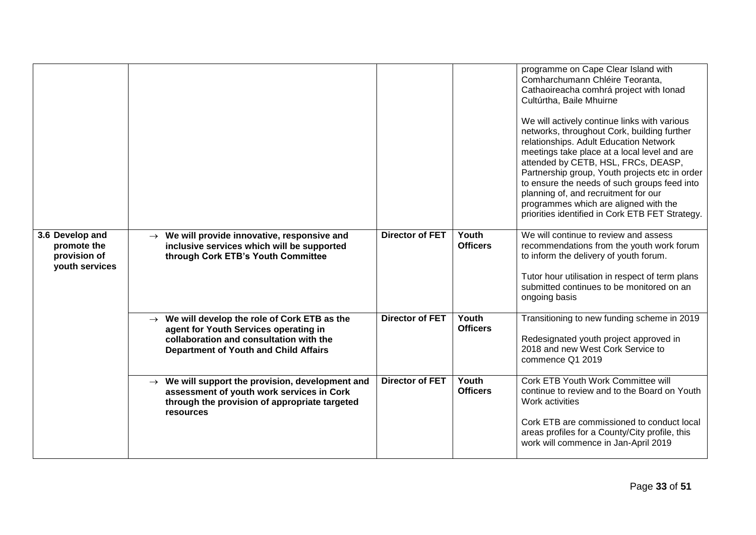| | | | | |
|---|---|---|---|---|
| | | | | programme on Cape Clear Island with Comharchumann Chléire Teoranta, Cathaoireacha comhrá project with Ionad Cultúrtha, Baile Mhuirne<br><br>We will actively continue links with various networks, throughout Cork, building further relationships. Adult Education Network meetings take place at a local level and are attended by CETB, HSL, FRCs, DEASP, Partnership group, Youth projects etc in order to ensure the needs of such groups feed into planning of, and recruitment for our programmes which are aligned with the priorities identified in Cork ETB FET Strategy. |
| **3.6 Develop and promote the provision of youth services** | → **We will provide innovative, responsive and inclusive services which will be supported through Cork ETB's Youth Committee** | **Director of FET** | **Youth Officers** | We will continue to review and assess recommendations from the youth work forum to inform the delivery of youth forum.<br><br>Tutor hour utilisation in respect of term plans submitted continues to be monitored on an ongoing basis |
| | → **We will develop the role of Cork ETB as the agent for Youth Services operating in collaboration and consultation with the Department of Youth and Child Affairs** | **Director of FET** | **Youth Officers** | Transitioning to new funding scheme in 2019<br><br>Redesignated youth project approved in 2018 and new West Cork Service to commence Q1 2019 |
| | → **We will support the provision, development and assessment of youth work services in Cork through the provision of appropriate targeted resources** | **Director of FET** | **Youth Officers** | Cork ETB Youth Work Committee will continue to review and to the Board on Youth Work activities<br><br>Cork ETB are commissioned to conduct local areas profiles for a County/City profile, this work will commence in Jan-April 2019 |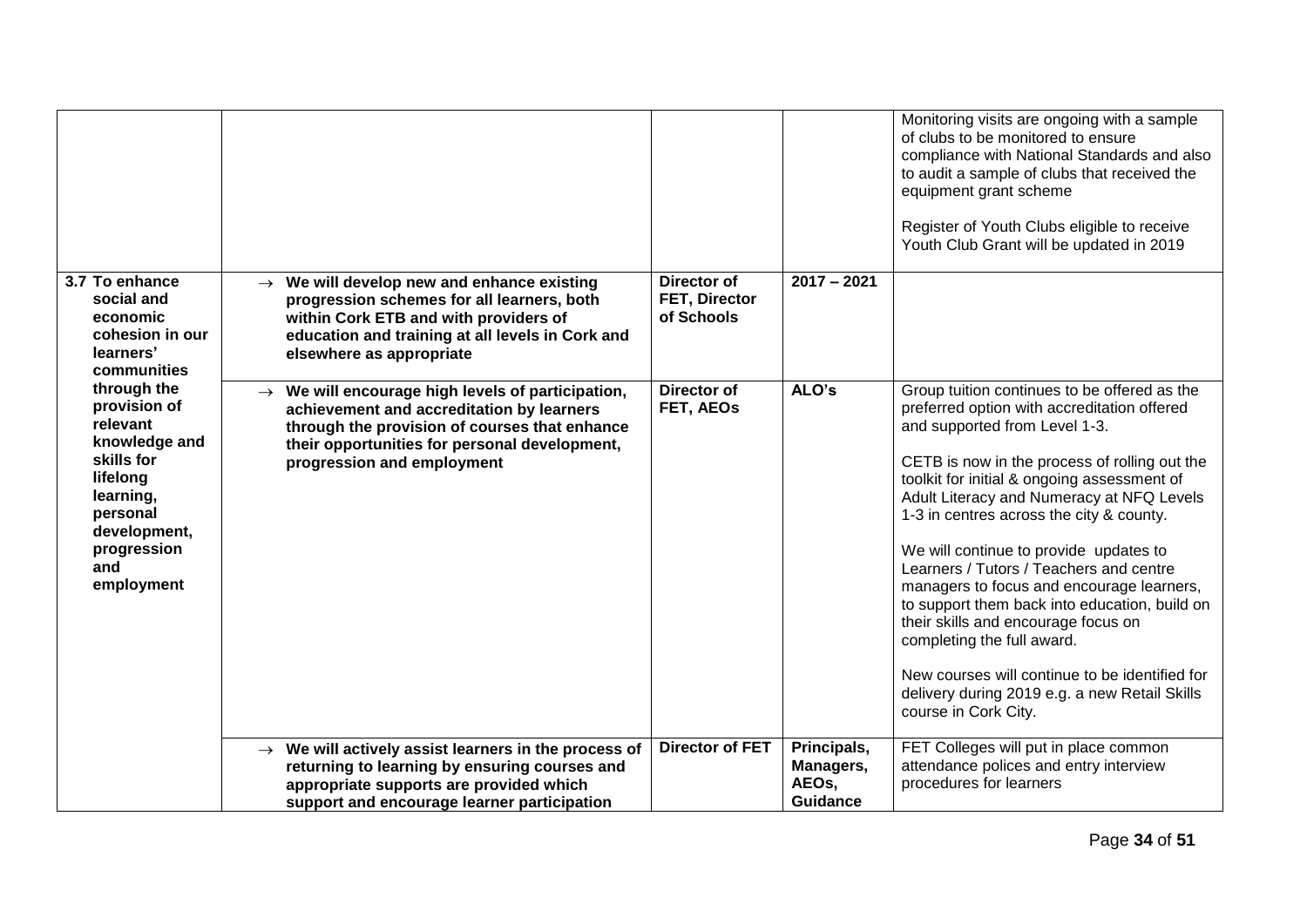| | | | | |
|---|---|---|---|---|
| | | | | Monitoring visits are ongoing with a sample of clubs to be monitored to ensure compliance with National Standards and also to audit a sample of clubs that received the equipment grant scheme<br><br>Register of Youth Clubs eligible to receive Youth Club Grant will be updated in 2019 |
| **3.7 To enhance social and economic cohesion in our learners' communities through the provision of relevant knowledge and skills for lifelong learning, personal development, progression and employment** | → **We will develop new and enhance existing progression schemes for all learners, both within Cork ETB and with providers of education and training at all levels in Cork and elsewhere as appropriate** | **Director of FET, Director of Schools** | **2017 – 2021** | |
| | → **We will encourage high levels of participation, achievement and accreditation by learners through the provision of courses that enhance their opportunities for personal development, progression and employment** | **Director of FET, AEOs** | **ALO's** | Group tuition continues to be offered as the preferred option with accreditation offered and supported from Level 1-3.<br><br>CETB is now in the process of rolling out the toolkit for initial & ongoing assessment of Adult Literacy and Numeracy at NFQ Levels 1-3 in centres across the city & county.<br><br>We will continue to provide updates to Learners / Tutors / Teachers and centre managers to focus and encourage learners, to support them back into education, build on their skills and encourage focus on completing the full award.<br><br>New courses will continue to be identified for delivery during 2019 e.g. a new Retail Skills course in Cork City. |
| | → **We will actively assist learners in the process of returning to learning by ensuring courses and appropriate supports are provided which support and encourage learner participation** | **Director of FET** | **Principals, Managers, AEOs, Guidance** | FET Colleges will put in place common attendance polices and entry interview procedures for learners |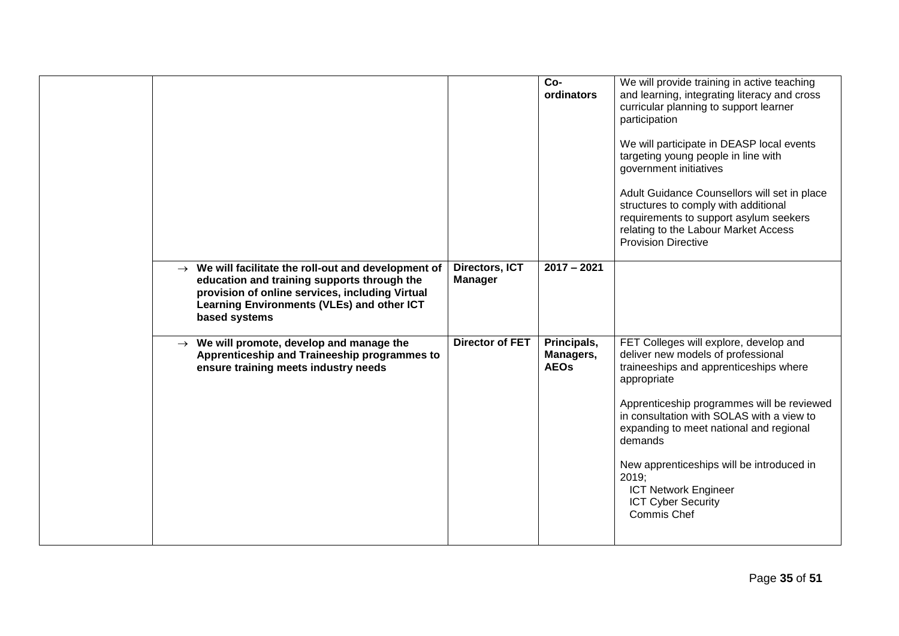| | | | | |
|---|---|---|---|---|
| | | | **Co-ordinators** | We will provide training in active teaching and learning, integrating literacy and cross curricular planning to support learner participation<br><br>We will participate in DEASP local events targeting young people in line with government initiatives<br><br>Adult Guidance Counsellors will set in place structures to comply with additional requirements to support asylum seekers relating to the Labour Market Access Provision Directive |
| | → **We will facilitate the roll-out and development of education and training supports through the provision of online services, including Virtual Learning Environments (VLEs) and other ICT based systems** | **Directors, ICT Manager** | **2017 – 2021** | |
| | → **We will promote, develop and manage the Apprenticeship and Traineeship programmes to ensure training meets industry needs** | **Director of FET** | **Principals, Managers, AEOs** | FET Colleges will explore, develop and deliver new models of professional traineeships and apprenticeships where appropriate<br><br>Apprenticeship programmes will be reviewed in consultation with SOLAS with a view to expanding to meet national and regional demands<br><br>New apprenticeships will be introduced in 2019;<br>ICT Network Engineer<br>ICT Cyber Security<br>Commis Chef |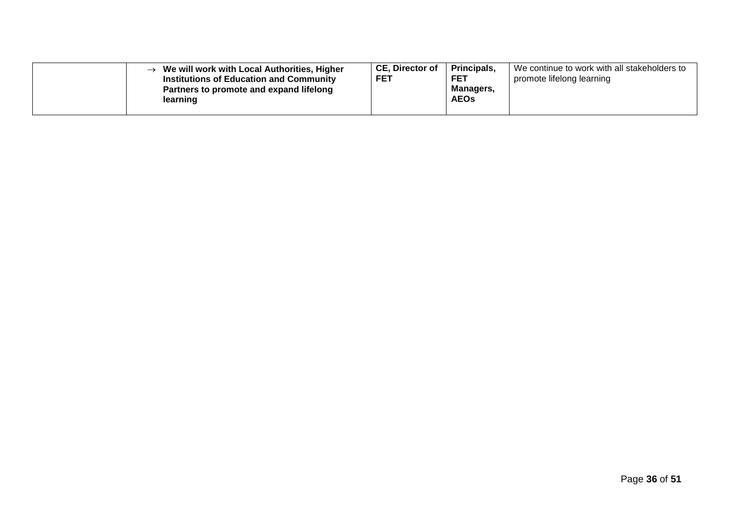| | | | | |
|---|---|---|---|---|
| | → **We will work with Local Authorities, Higher Institutions of Education and Community Partners to promote and expand lifelong learning** | **CE, Director of FET** | **Principals, FET Managers, AEOs** | We continue to work with all stakeholders to promote lifelong learning |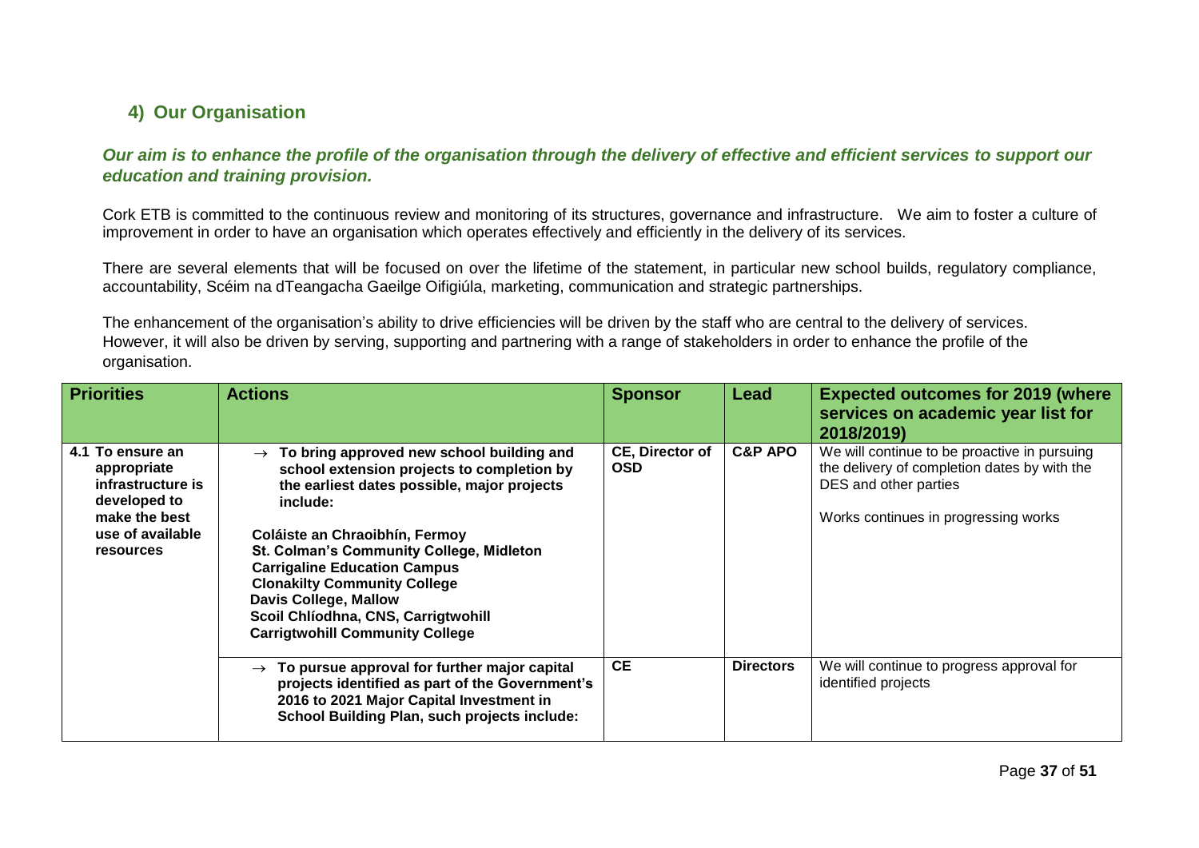## 4) Our Organisation

***Our aim is to enhance the profile of the organisation through the delivery of effective and efficient services to support our education and training provision.***

Cork ETB is committed to the continuous review and monitoring of its structures, governance and infrastructure. We aim to foster a culture of improvement in order to have an organisation which operates effectively and efficiently in the delivery of its services.

There are several elements that will be focused on over the lifetime of the statement, in particular new school builds, regulatory compliance, accountability, Scéim na dTeangacha Gaeilge Oifigiúla, marketing, communication and strategic partnerships.

The enhancement of the organisation's ability to drive efficiencies will be driven by the staff who are central to the delivery of services. However, it will also be driven by serving, supporting and partnering with a range of stakeholders in order to enhance the profile of the organisation.

| Priorities | Actions | Sponsor | Lead | Expected outcomes for 2019 (where services on academic year list for 2018/2019) |
|---|---|---|---|---|
| **4.1 To ensure an appropriate infrastructure is developed to make the best use of available resources** | → **To bring approved new school building and school extension projects to completion by the earliest dates possible, major projects include:**<br><br>**Coláiste an Chraoibhín, Fermoy**<br>**St. Colman's Community College, Midleton**<br>**Carrigaline Education Campus**<br>**Clonakilty Community College**<br>**Davis College, Mallow**<br>**Scoil Chlíodhna, CNS, Carrigtwohill**<br>**Carrigtwohill Community College** | **CE, Director of OSD** | **C&P APO** | We will continue to be proactive in pursuing the delivery of completion dates by with the DES and other parties<br><br>Works continues in progressing works |
| | → **To pursue approval for further major capital projects identified as part of the Government's 2016 to 2021 Major Capital Investment in School Building Plan, such projects include:** | **CE** | **Directors** | We will continue to progress approval for identified projects |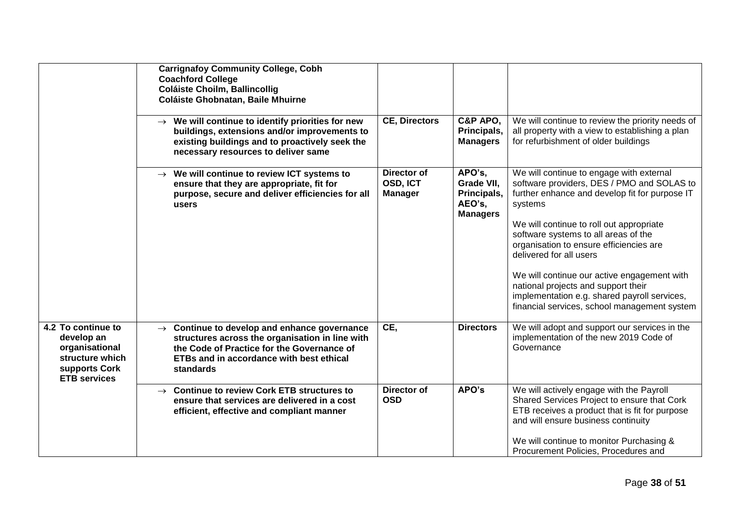| | | | | |
|---|---|---|---|---|
| | **Carrignafoy Community College, Cobh**<br>**Coachford College**<br>**Coláiste Choilm, Ballincollig**<br>**Coláiste Ghobnatan, Baile Mhuirne** | | | |
| | → **We will continue to identify priorities for new buildings, extensions and/or improvements to existing buildings and to proactively seek the necessary resources to deliver same** | **CE, Directors** | **C&P APO, Principals, Managers** | We will continue to review the priority needs of all property with a view to establishing a plan for refurbishment of older buildings |
| | → **We will continue to review ICT systems to ensure that they are appropriate, fit for purpose, secure and deliver efficiencies for all users** | **Director of OSD, ICT Manager** | **APO's, Grade VII, Principals, AEO's, Managers** | We will continue to engage with external software providers, DES / PMO and SOLAS to further enhance and develop fit for purpose IT systems<br><br>We will continue to roll out appropriate software systems to all areas of the organisation to ensure efficiencies are delivered for all users<br><br>We will continue our active engagement with national projects and support their implementation e.g. shared payroll services, financial services, school management system |
| **4.2 To continue to develop an organisational structure which supports Cork ETB services** | → **Continue to develop and enhance governance structures across the organisation in line with the Code of Practice for the Governance of ETBs and in accordance with best ethical standards** | **CE,** | **Directors** | We will adopt and support our services in the implementation of the new 2019 Code of Governance |
| | → **Continue to review Cork ETB structures to ensure that services are delivered in a cost efficient, effective and compliant manner** | **Director of OSD** | **APO's** | We will actively engage with the Payroll Shared Services Project to ensure that Cork ETB receives a product that is fit for purpose and will ensure business continuity<br><br>We will continue to monitor Purchasing & Procurement Policies, Procedures and |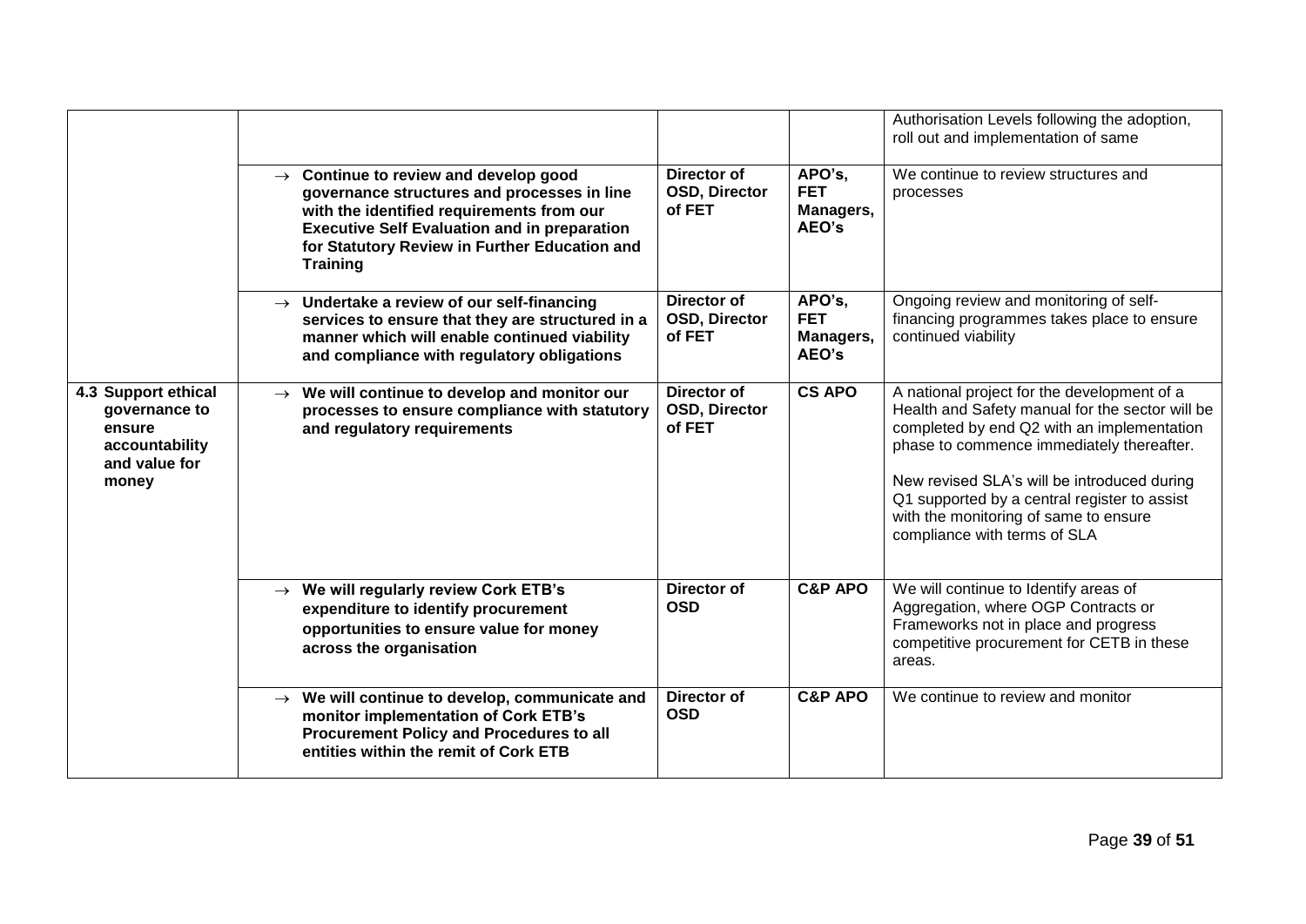| | | | | |
|---|---|---|---|---|
| | | | | Authorisation Levels following the adoption, roll out and implementation of same |
| | → **Continue to review and develop good governance structures and processes in line with the identified requirements from our Executive Self Evaluation and in preparation for Statutory Review in Further Education and Training** | **Director of OSD, Director of FET** | **APO's, FET Managers, AEO's** | We continue to review structures and processes |
| | → **Undertake a review of our self-financing services to ensure that they are structured in a manner which will enable continued viability and compliance with regulatory obligations** | **Director of OSD, Director of FET** | **APO's, FET Managers, AEO's** | Ongoing review and monitoring of self-financing programmes takes place to ensure continued viability |
| **4.3 Support ethical governance to ensure accountability and value for money** | → **We will continue to develop and monitor our processes to ensure compliance with statutory and regulatory requirements** | **Director of OSD, Director of FET** | **CS APO** | A national project for the development of a Health and Safety manual for the sector will be completed by end Q2 with an implementation phase to commence immediately thereafter.<br><br>New revised SLA's will be introduced during Q1 supported by a central register to assist with the monitoring of same to ensure compliance with terms of SLA |
| | → **We will regularly review Cork ETB's expenditure to identify procurement opportunities to ensure value for money across the organisation** | **Director of OSD** | **C&P APO** | We will continue to Identify areas of Aggregation, where OGP Contracts or Frameworks not in place and progress competitive procurement for CETB in these areas. |
| | → **We will continue to develop, communicate and monitor implementation of Cork ETB's Procurement Policy and Procedures to all entities within the remit of Cork ETB** | **Director of OSD** | **C&P APO** | We continue to review and monitor |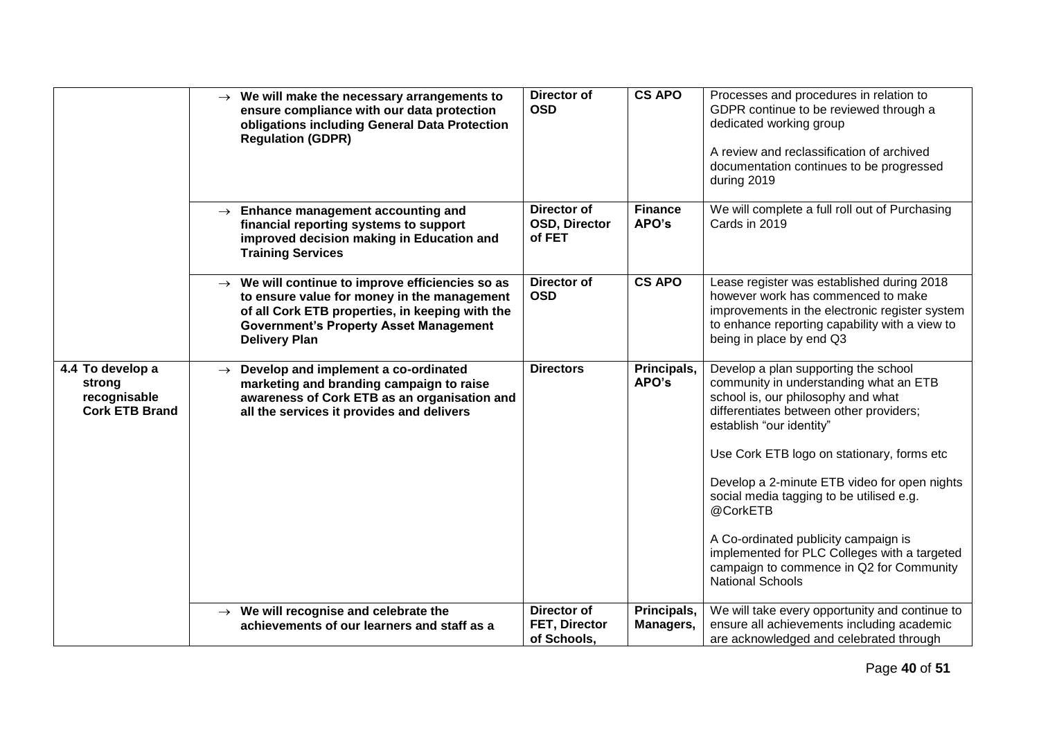| | | | | |
|---|---|---|---|---|
| | → **We will make the necessary arrangements to ensure compliance with our data protection obligations including General Data Protection Regulation (GDPR)** | **Director of OSD** | **CS APO** | Processes and procedures in relation to GDPR continue to be reviewed through a dedicated working group<br><br>A review and reclassification of archived documentation continues to be progressed during 2019 |
| | → **Enhance management accounting and financial reporting systems to support improved decision making in Education and Training Services** | **Director of OSD, Director of FET** | **Finance APO's** | We will complete a full roll out of Purchasing Cards in 2019 |
| | → **We will continue to improve efficiencies so as to ensure value for money in the management of all Cork ETB properties, in keeping with the Government's Property Asset Management Delivery Plan** | **Director of OSD** | **CS APO** | Lease register was established during 2018 however work has commenced to make improvements in the electronic register system to enhance reporting capability with a view to being in place by end Q3 |
| **4.4 To develop a strong recognisable Cork ETB Brand** | → **Develop and implement a co-ordinated marketing and branding campaign to raise awareness of Cork ETB as an organisation and all the services it provides and delivers** | **Directors** | **Principals, APO's** | Develop a plan supporting the school community in understanding what an ETB school is, our philosophy and what differentiates between other providers; establish "our identity"<br><br>Use Cork ETB logo on stationary, forms etc<br><br>Develop a 2-minute ETB video for open nights social media tagging to be utilised e.g. @CorkETB<br><br>A Co-ordinated publicity campaign is implemented for PLC Colleges with a targeted campaign to commence in Q2 for Community National Schools |
| | → **We will recognise and celebrate the achievements of our learners and staff as a** | **Director of FET, Director of Schools,** | **Principals, Managers,** | We will take every opportunity and continue to ensure all achievements including academic are acknowledged and celebrated through |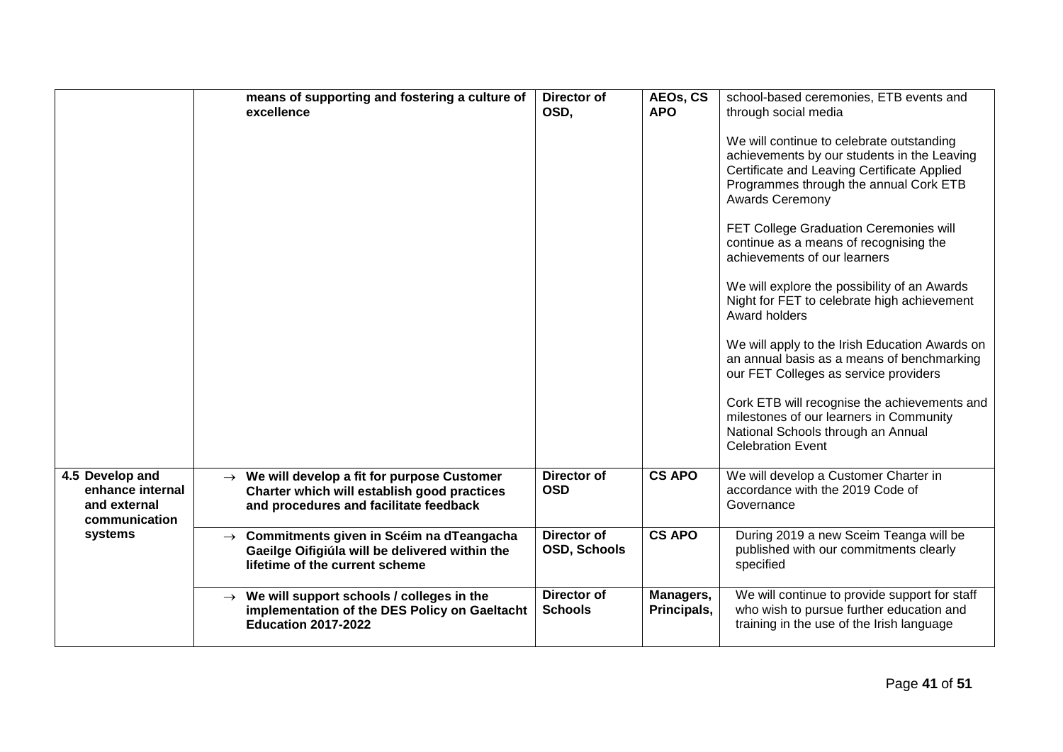| | | | | |
|---|---|---|---|---|
| | **means of supporting and fostering a culture of excellence** | **Director of OSD,** | **AEOs, CS APO** | school-based ceremonies, ETB events and through social media<br><br>We will continue to celebrate outstanding achievements by our students in the Leaving Certificate and Leaving Certificate Applied Programmes through the annual Cork ETB Awards Ceremony<br><br>FET College Graduation Ceremonies will continue as a means of recognising the achievements of our learners<br><br>We will explore the possibility of an Awards Night for FET to celebrate high achievement Award holders<br><br>We will apply to the Irish Education Awards on an annual basis as a means of benchmarking our FET Colleges as service providers<br><br>Cork ETB will recognise the achievements and milestones of our learners in Community National Schools through an Annual Celebration Event |
| **4.5 Develop and enhance internal and external communication systems** | → **We will develop a fit for purpose Customer Charter which will establish good practices and procedures and facilitate feedback** | **Director of OSD** | **CS APO** | We will develop a Customer Charter in accordance with the 2019 Code of Governance |
| | → **Commitments given in Scéim na dTeangacha Gaeilge Oifigiúla will be delivered within the lifetime of the current scheme** | **Director of OSD, Schools** | **CS APO** | During 2019 a new Sceim Teanga will be published with our commitments clearly specified |
| | → **We will support schools / colleges in the implementation of the DES Policy on Gaeltacht Education 2017-2022** | **Director of Schools** | **Managers, Principals,** | We will continue to provide support for staff who wish to pursue further education and training in the use of the Irish language |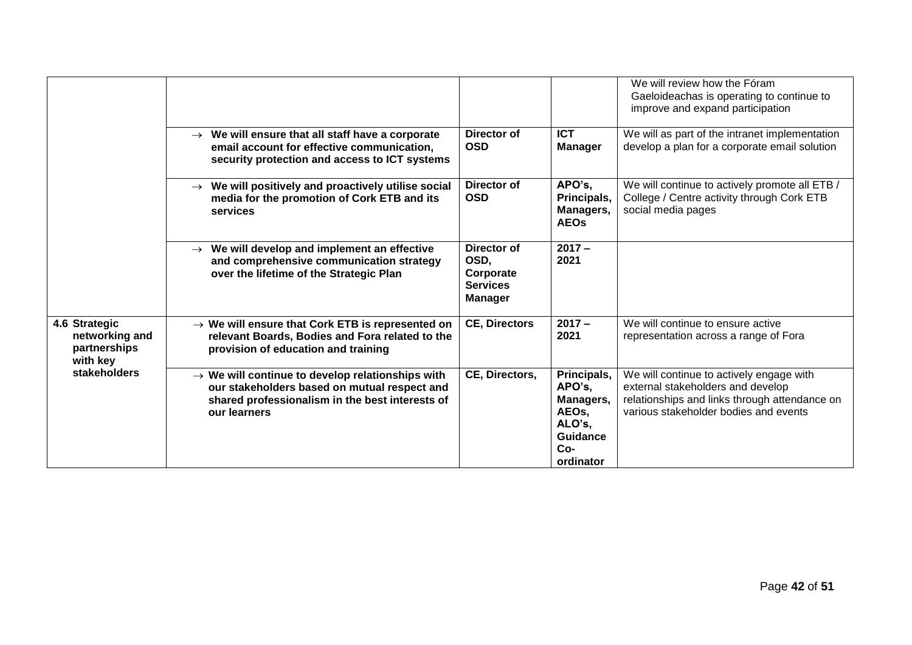| | | | | |
|---|---|---|---|---|
| | | | | We will review how the Fóram Gaeloideachas is operating to continue to improve and expand participation |
| | → **We will ensure that all staff have a corporate email account for effective communication, security protection and access to ICT systems** | **Director of OSD** | **ICT Manager** | We will as part of the intranet implementation develop a plan for a corporate email solution |
| | → **We will positively and proactively utilise social media for the promotion of Cork ETB and its services** | **Director of OSD** | **APO's, Principals, Managers, AEOs** | We will continue to actively promote all ETB / College / Centre activity through Cork ETB social media pages |
| | → **We will develop and implement an effective and comprehensive communication strategy over the lifetime of the Strategic Plan** | **Director of OSD, Corporate Services Manager** | **2017 – 2021** | |
| **4.6 Strategic networking and partnerships with key stakeholders** | → **We will ensure that Cork ETB is represented on relevant Boards, Bodies and Fora related to the provision of education and training** | **CE, Directors** | **2017 – 2021** | We will continue to ensure active representation across a range of Fora |
| | → **We will continue to develop relationships with our stakeholders based on mutual respect and shared professionalism in the best interests of our learners** | **CE, Directors,** | **Principals, APO's, Managers, AEOs, ALO's, Guidance Co-ordinator** | We will continue to actively engage with external stakeholders and develop relationships and links through attendance on various stakeholder bodies and events |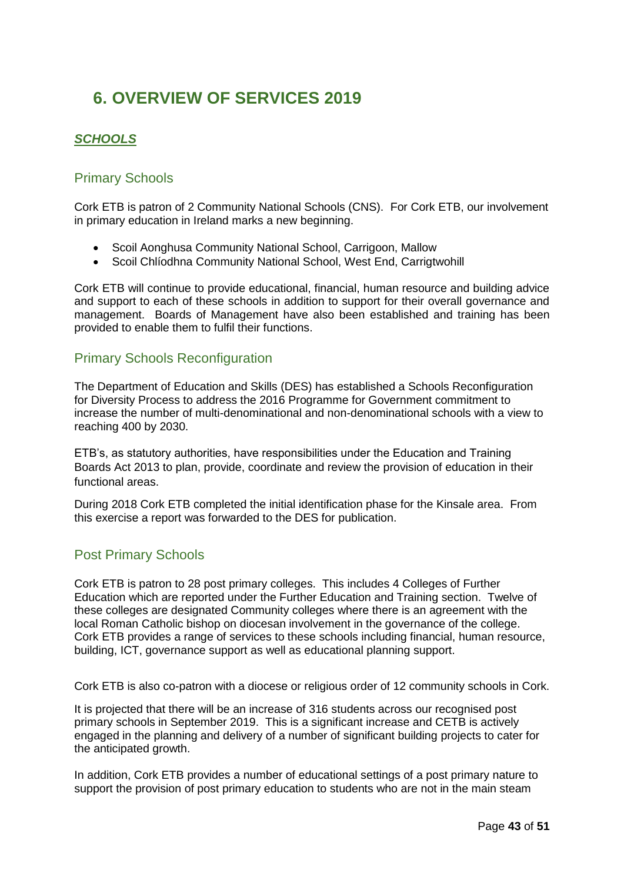# 6. OVERVIEW OF SERVICES 2019

## ***SCHOOLS***

### Primary Schools

Cork ETB is patron of 2 Community National Schools (CNS). For Cork ETB, our involvement in primary education in Ireland marks a new beginning.

- Scoil Aonghusa Community National School, Carrigoon, Mallow
- Scoil Chlíodhna Community National School, West End, Carrigtwohill

Cork ETB will continue to provide educational, financial, human resource and building advice and support to each of these schools in addition to support for their overall governance and management. Boards of Management have also been established and training has been provided to enable them to fulfil their functions.

### Primary Schools Reconfiguration

The Department of Education and Skills (DES) has established a Schools Reconfiguration for Diversity Process to address the 2016 Programme for Government commitment to increase the number of multi-denominational and non-denominational schools with a view to reaching 400 by 2030.

ETB's, as statutory authorities, have responsibilities under the Education and Training Boards Act 2013 to plan, provide, coordinate and review the provision of education in their functional areas.

During 2018 Cork ETB completed the initial identification phase for the Kinsale area. From this exercise a report was forwarded to the DES for publication.

### Post Primary Schools

Cork ETB is patron to 28 post primary colleges. This includes 4 Colleges of Further Education which are reported under the Further Education and Training section. Twelve of these colleges are designated Community colleges where there is an agreement with the local Roman Catholic bishop on diocesan involvement in the governance of the college. Cork ETB provides a range of services to these schools including financial, human resource, building, ICT, governance support as well as educational planning support.

Cork ETB is also co-patron with a diocese or religious order of 12 community schools in Cork.

It is projected that there will be an increase of 316 students across our recognised post primary schools in September 2019. This is a significant increase and CETB is actively engaged in the planning and delivery of a number of significant building projects to cater for the anticipated growth.

In addition, Cork ETB provides a number of educational settings of a post primary nature to support the provision of post primary education to students who are not in the main steam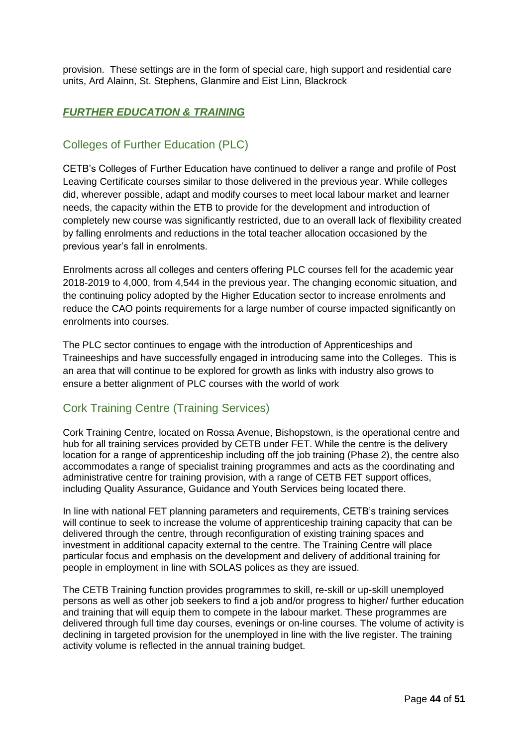provision. These settings are in the form of special care, high support and residential care units, Ard Alainn, St. Stephens, Glanmire and Eist Linn, Blackrock

## ***FURTHER EDUCATION & TRAINING***

### Colleges of Further Education (PLC)

CETB's Colleges of Further Education have continued to deliver a range and profile of Post Leaving Certificate courses similar to those delivered in the previous year. While colleges did, wherever possible, adapt and modify courses to meet local labour market and learner needs, the capacity within the ETB to provide for the development and introduction of completely new course was significantly restricted, due to an overall lack of flexibility created by falling enrolments and reductions in the total teacher allocation occasioned by the previous year's fall in enrolments.

Enrolments across all colleges and centers offering PLC courses fell for the academic year 2018-2019 to 4,000, from 4,544 in the previous year. The changing economic situation, and the continuing policy adopted by the Higher Education sector to increase enrolments and reduce the CAO points requirements for a large number of course impacted significantly on enrolments into courses.

The PLC sector continues to engage with the introduction of Apprenticeships and Traineeships and have successfully engaged in introducing same into the Colleges. This is an area that will continue to be explored for growth as links with industry also grows to ensure a better alignment of PLC courses with the world of work

### Cork Training Centre (Training Services)

Cork Training Centre, located on Rossa Avenue, Bishopstown, is the operational centre and hub for all training services provided by CETB under FET. While the centre is the delivery location for a range of apprenticeship including off the job training (Phase 2), the centre also accommodates a range of specialist training programmes and acts as the coordinating and administrative centre for training provision, with a range of CETB FET support offices, including Quality Assurance, Guidance and Youth Services being located there.

In line with national FET planning parameters and requirements, CETB's training services will continue to seek to increase the volume of apprenticeship training capacity that can be delivered through the centre, through reconfiguration of existing training spaces and investment in additional capacity external to the centre. The Training Centre will place particular focus and emphasis on the development and delivery of additional training for people in employment in line with SOLAS polices as they are issued.

The CETB Training function provides programmes to skill, re-skill or up-skill unemployed persons as well as other job seekers to find a job and/or progress to higher/ further education and training that will equip them to compete in the labour market. These programmes are delivered through full time day courses, evenings or on-line courses. The volume of activity is declining in targeted provision for the unemployed in line with the live register. The training activity volume is reflected in the annual training budget.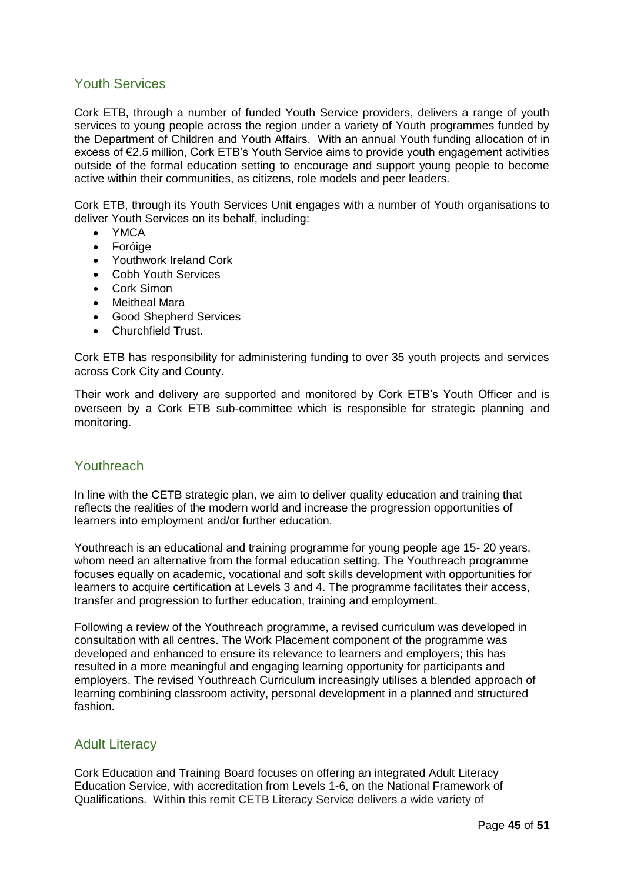## Youth Services

Cork ETB, through a number of funded Youth Service providers, delivers a range of youth services to young people across the region under a variety of Youth programmes funded by the Department of Children and Youth Affairs. With an annual Youth funding allocation of in excess of €2.5 million, Cork ETB's Youth Service aims to provide youth engagement activities outside of the formal education setting to encourage and support young people to become active within their communities, as citizens, role models and peer leaders.

Cork ETB, through its Youth Services Unit engages with a number of Youth organisations to deliver Youth Services on its behalf, including:

- YMCA
- Foróige
- Youthwork Ireland Cork
- Cobh Youth Services
- Cork Simon
- Meitheal Mara
- Good Shepherd Services
- Churchfield Trust.

Cork ETB has responsibility for administering funding to over 35 youth projects and services across Cork City and County.

Their work and delivery are supported and monitored by Cork ETB's Youth Officer and is overseen by a Cork ETB sub-committee which is responsible for strategic planning and monitoring.

## Youthreach

In line with the CETB strategic plan, we aim to deliver quality education and training that reflects the realities of the modern world and increase the progression opportunities of learners into employment and/or further education.

Youthreach is an educational and training programme for young people age 15- 20 years, whom need an alternative from the formal education setting. The Youthreach programme focuses equally on academic, vocational and soft skills development with opportunities for learners to acquire certification at Levels 3 and 4. The programme facilitates their access, transfer and progression to further education, training and employment.

Following a review of the Youthreach programme, a revised curriculum was developed in consultation with all centres. The Work Placement component of the programme was developed and enhanced to ensure its relevance to learners and employers; this has resulted in a more meaningful and engaging learning opportunity for participants and employers. The revised Youthreach Curriculum increasingly utilises a blended approach of learning combining classroom activity, personal development in a planned and structured fashion.

## Adult Literacy

Cork Education and Training Board focuses on offering an integrated Adult Literacy Education Service, with accreditation from Levels 1-6, on the National Framework of Qualifications. Within this remit CETB Literacy Service delivers a wide variety of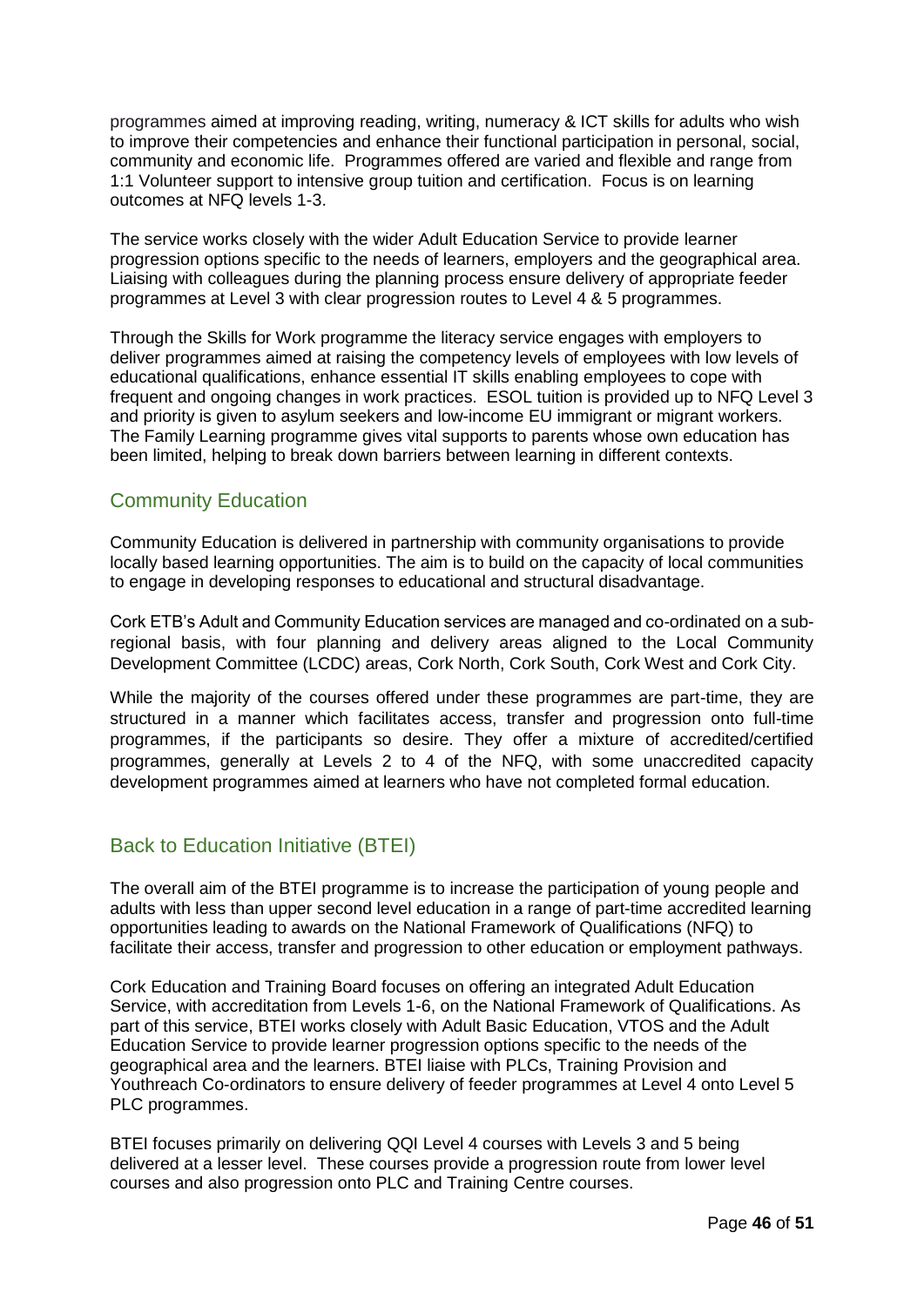programmes aimed at improving reading, writing, numeracy & ICT skills for adults who wish to improve their competencies and enhance their functional participation in personal, social, community and economic life. Programmes offered are varied and flexible and range from 1:1 Volunteer support to intensive group tuition and certification. Focus is on learning outcomes at NFQ levels 1-3.

The service works closely with the wider Adult Education Service to provide learner progression options specific to the needs of learners, employers and the geographical area. Liaising with colleagues during the planning process ensure delivery of appropriate feeder programmes at Level 3 with clear progression routes to Level 4 & 5 programmes.

Through the Skills for Work programme the literacy service engages with employers to deliver programmes aimed at raising the competency levels of employees with low levels of educational qualifications, enhance essential IT skills enabling employees to cope with frequent and ongoing changes in work practices. ESOL tuition is provided up to NFQ Level 3 and priority is given to asylum seekers and low-income EU immigrant or migrant workers. The Family Learning programme gives vital supports to parents whose own education has been limited, helping to break down barriers between learning in different contexts.

## Community Education

Community Education is delivered in partnership with community organisations to provide locally based learning opportunities. The aim is to build on the capacity of local communities to engage in developing responses to educational and structural disadvantage.

Cork ETB's Adult and Community Education services are managed and co-ordinated on a sub-regional basis, with four planning and delivery areas aligned to the Local Community Development Committee (LCDC) areas, Cork North, Cork South, Cork West and Cork City.

While the majority of the courses offered under these programmes are part-time, they are structured in a manner which facilitates access, transfer and progression onto full-time programmes, if the participants so desire. They offer a mixture of accredited/certified programmes, generally at Levels 2 to 4 of the NFQ, with some unaccredited capacity development programmes aimed at learners who have not completed formal education.

## Back to Education Initiative (BTEI)

The overall aim of the BTEI programme is to increase the participation of young people and adults with less than upper second level education in a range of part-time accredited learning opportunities leading to awards on the National Framework of Qualifications (NFQ) to facilitate their access, transfer and progression to other education or employment pathways.

Cork Education and Training Board focuses on offering an integrated Adult Education Service, with accreditation from Levels 1-6, on the National Framework of Qualifications. As part of this service, BTEI works closely with Adult Basic Education, VTOS and the Adult Education Service to provide learner progression options specific to the needs of the geographical area and the learners. BTEI liaise with PLCs, Training Provision and Youthreach Co-ordinators to ensure delivery of feeder programmes at Level 4 onto Level 5 PLC programmes.

BTEI focuses primarily on delivering QQI Level 4 courses with Levels 3 and 5 being delivered at a lesser level. These courses provide a progression route from lower level courses and also progression onto PLC and Training Centre courses.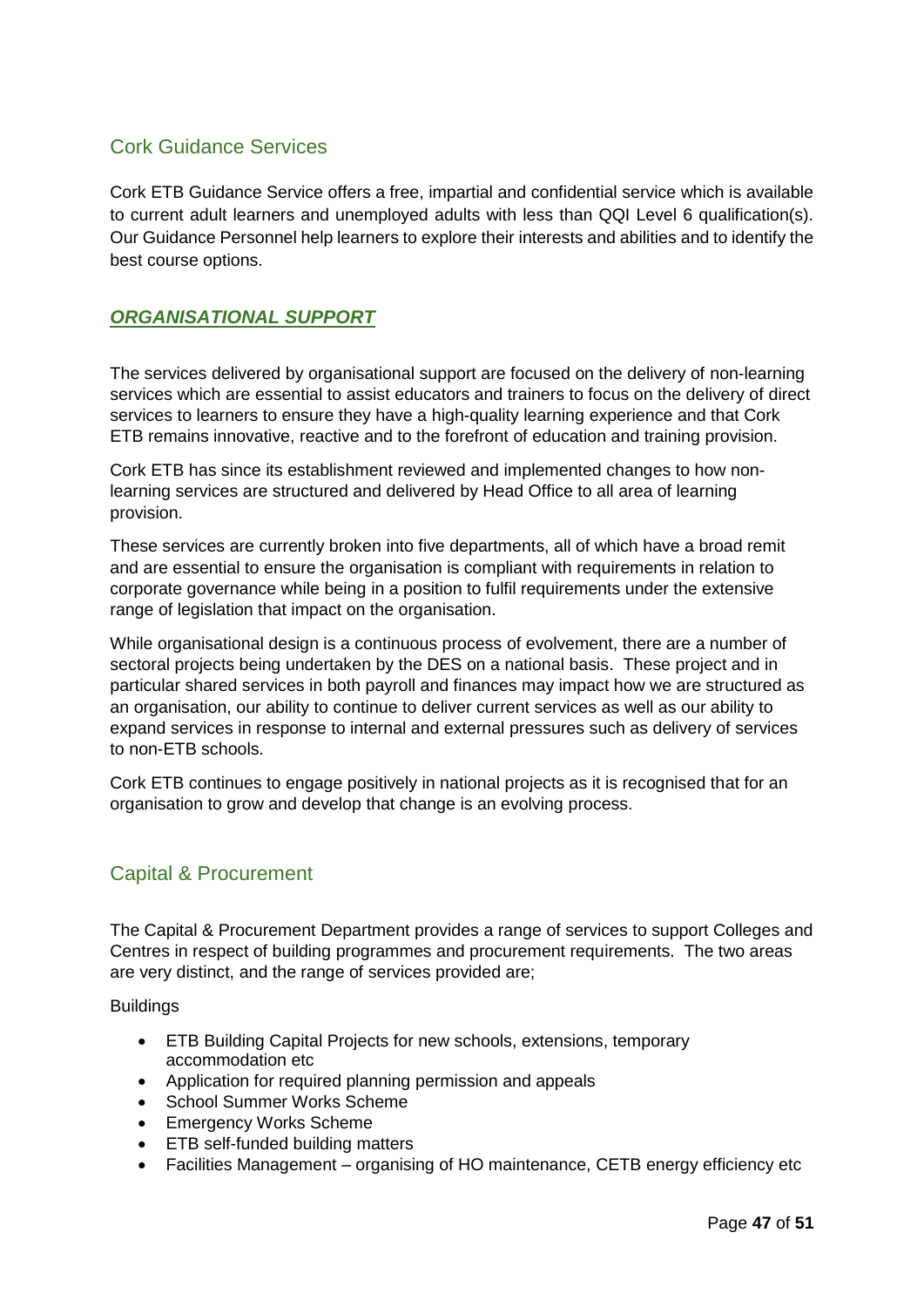## Cork Guidance Services

Cork ETB Guidance Service offers a free, impartial and confidential service which is available to current adult learners and unemployed adults with less than QQI Level 6 qualification(s). Our Guidance Personnel help learners to explore their interests and abilities and to identify the best course options.

## ***ORGANISATIONAL SUPPORT***

The services delivered by organisational support are focused on the delivery of non-learning services which are essential to assist educators and trainers to focus on the delivery of direct services to learners to ensure they have a high-quality learning experience and that Cork ETB remains innovative, reactive and to the forefront of education and training provision.

Cork ETB has since its establishment reviewed and implemented changes to how non-learning services are structured and delivered by Head Office to all area of learning provision.

These services are currently broken into five departments, all of which have a broad remit and are essential to ensure the organisation is compliant with requirements in relation to corporate governance while being in a position to fulfil requirements under the extensive range of legislation that impact on the organisation.

While organisational design is a continuous process of evolvement, there are a number of sectoral projects being undertaken by the DES on a national basis. These project and in particular shared services in both payroll and finances may impact how we are structured as an organisation, our ability to continue to deliver current services as well as our ability to expand services in response to internal and external pressures such as delivery of services to non-ETB schools.

Cork ETB continues to engage positively in national projects as it is recognised that for an organisation to grow and develop that change is an evolving process.

## Capital & Procurement

The Capital & Procurement Department provides a range of services to support Colleges and Centres in respect of building programmes and procurement requirements. The two areas are very distinct, and the range of services provided are;

Buildings

- ETB Building Capital Projects for new schools, extensions, temporary accommodation etc
- Application for required planning permission and appeals
- School Summer Works Scheme
- Emergency Works Scheme
- ETB self-funded building matters
- Facilities Management – organising of HO maintenance, CETB energy efficiency etc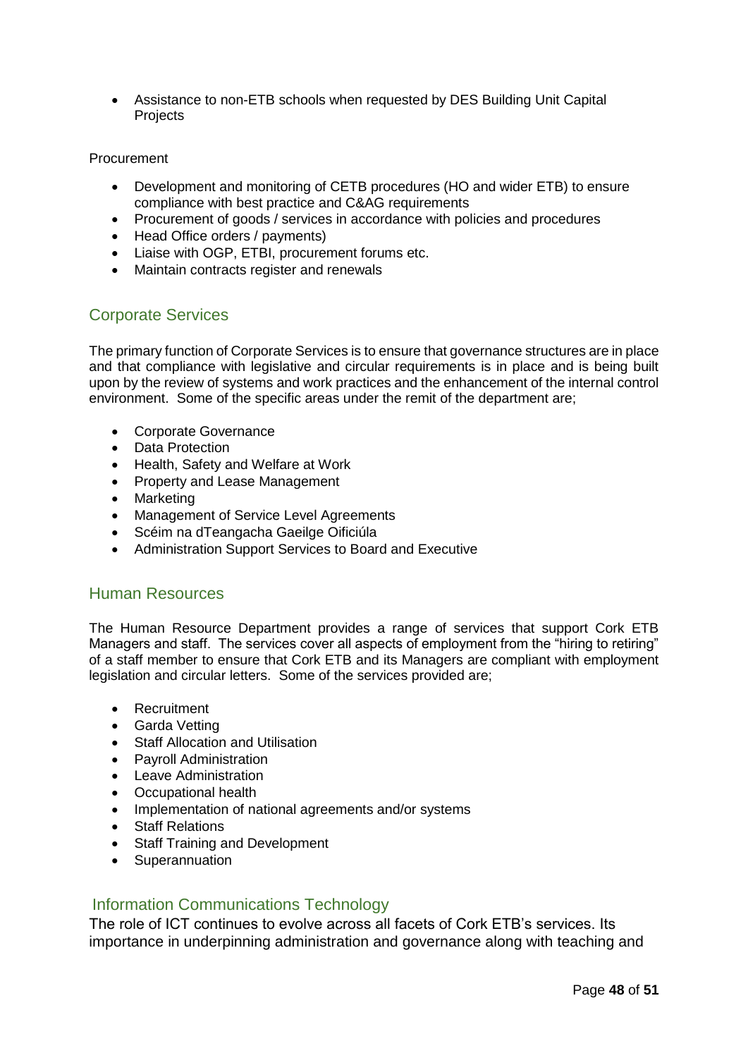- Assistance to non-ETB schools when requested by DES Building Unit Capital Projects

Procurement

- Development and monitoring of CETB procedures (HO and wider ETB) to ensure compliance with best practice and C&AG requirements
- Procurement of goods / services in accordance with policies and procedures
- Head Office orders / payments)
- Liaise with OGP, ETBI, procurement forums etc.
- Maintain contracts register and renewals

## Corporate Services

The primary function of Corporate Services is to ensure that governance structures are in place and that compliance with legislative and circular requirements is in place and is being built upon by the review of systems and work practices and the enhancement of the internal control environment. Some of the specific areas under the remit of the department are;

- Corporate Governance
- Data Protection
- Health, Safety and Welfare at Work
- Property and Lease Management
- Marketing
- Management of Service Level Agreements
- Scéim na dTeangacha Gaeilge Oificiúla
- Administration Support Services to Board and Executive

## Human Resources

The Human Resource Department provides a range of services that support Cork ETB Managers and staff. The services cover all aspects of employment from the "hiring to retiring" of a staff member to ensure that Cork ETB and its Managers are compliant with employment legislation and circular letters. Some of the services provided are;

- Recruitment
- Garda Vetting
- Staff Allocation and Utilisation
- Payroll Administration
- Leave Administration
- Occupational health
- Implementation of national agreements and/or systems
- Staff Relations
- Staff Training and Development
- Superannuation

## Information Communications Technology

The role of ICT continues to evolve across all facets of Cork ETB's services. Its importance in underpinning administration and governance along with teaching and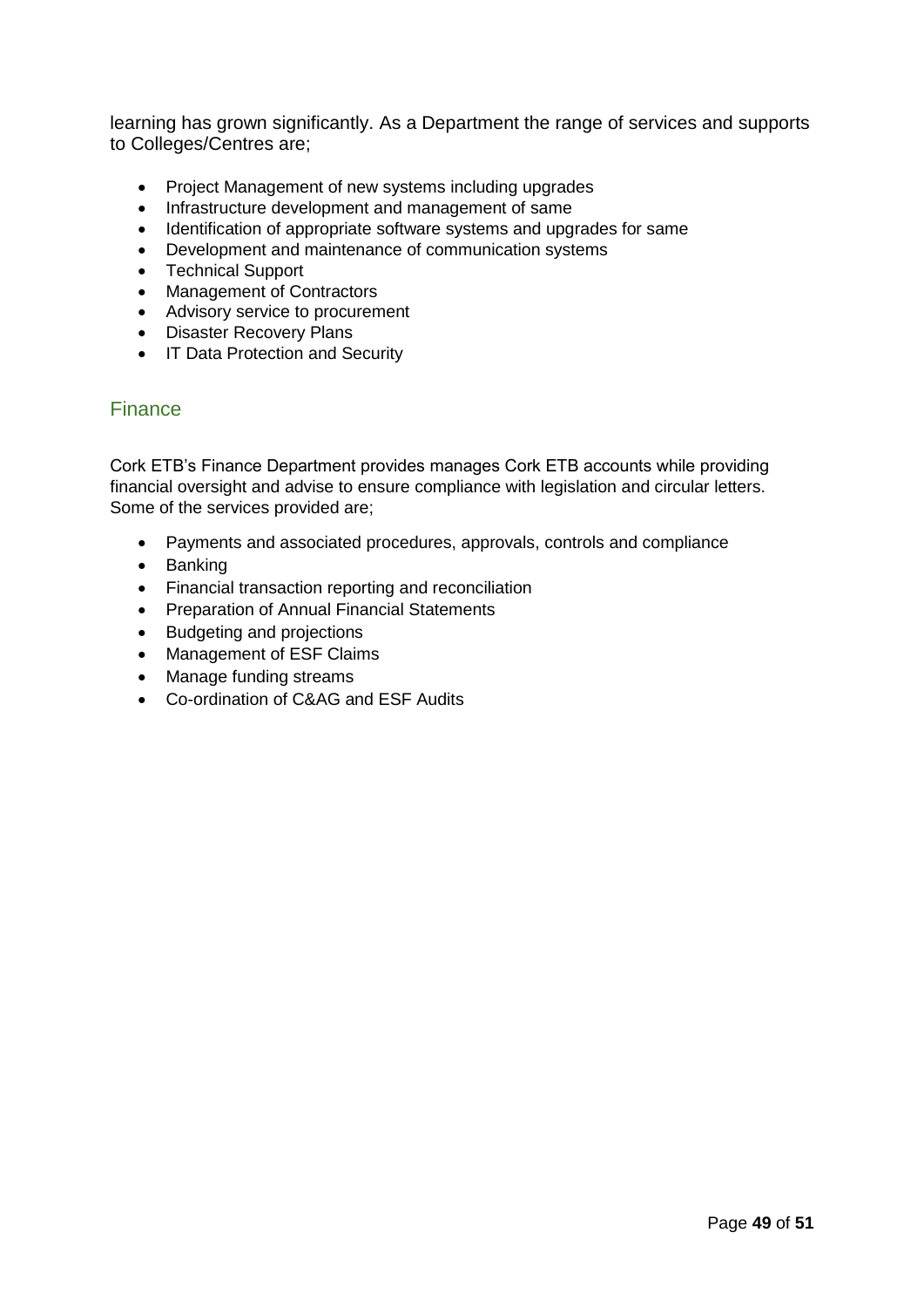learning has grown significantly. As a Department the range of services and supports to Colleges/Centres are;

- Project Management of new systems including upgrades
- Infrastructure development and management of same
- Identification of appropriate software systems and upgrades for same
- Development and maintenance of communication systems
- Technical Support
- Management of Contractors
- Advisory service to procurement
- Disaster Recovery Plans
- IT Data Protection and Security

## Finance

Cork ETB's Finance Department provides manages Cork ETB accounts while providing financial oversight and advise to ensure compliance with legislation and circular letters. Some of the services provided are;

- Payments and associated procedures, approvals, controls and compliance
- Banking
- Financial transaction reporting and reconciliation
- Preparation of Annual Financial Statements
- Budgeting and projections
- Management of ESF Claims
- Manage funding streams
- Co-ordination of C&AG and ESF Audits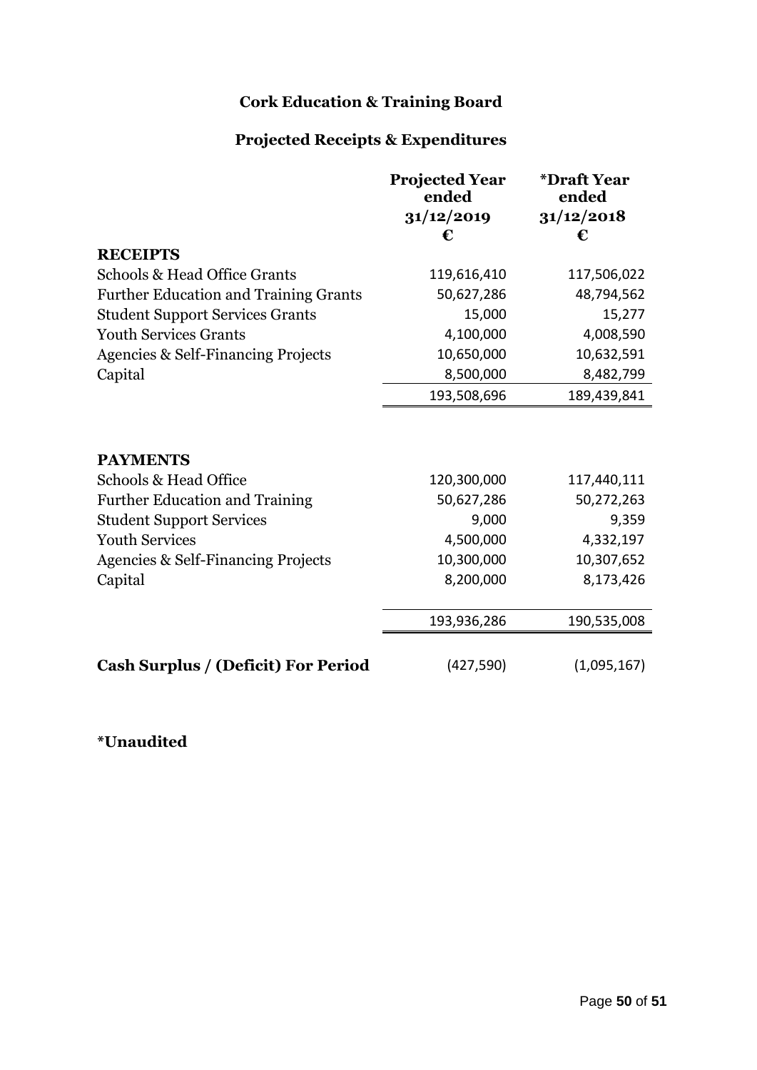# Cork Education & Training Board

## Projected Receipts & Expenditures

| | Projected Year ended 31/12/2019 € | *Draft Year ended 31/12/2018 € |
|---|---|---|
| **RECEIPTS** | | |
| Schools & Head Office Grants | 119,616,410 | 117,506,022 |
| Further Education and Training Grants | 50,627,286 | 48,794,562 |
| Student Support Services Grants | 15,000 | 15,277 |
| Youth Services Grants | 4,100,000 | 4,008,590 |
| Agencies & Self-Financing Projects | 10,650,000 | 10,632,591 |
| Capital | 8,500,000 | 8,482,799 |
| | 193,508,696 | 189,439,841 |
| **PAYMENTS** | | |
| Schools & Head Office | 120,300,000 | 117,440,111 |
| Further Education and Training | 50,627,286 | 50,272,263 |
| Student Support Services | 9,000 | 9,359 |
| Youth Services | 4,500,000 | 4,332,197 |
| Agencies & Self-Financing Projects | 10,300,000 | 10,307,652 |
| Capital | 8,200,000 | 8,173,426 |
| | 193,936,286 | 190,535,008 |
| **Cash Surplus / (Deficit) For Period** | (427,590) | (1,095,167) |

**\*Unaudited**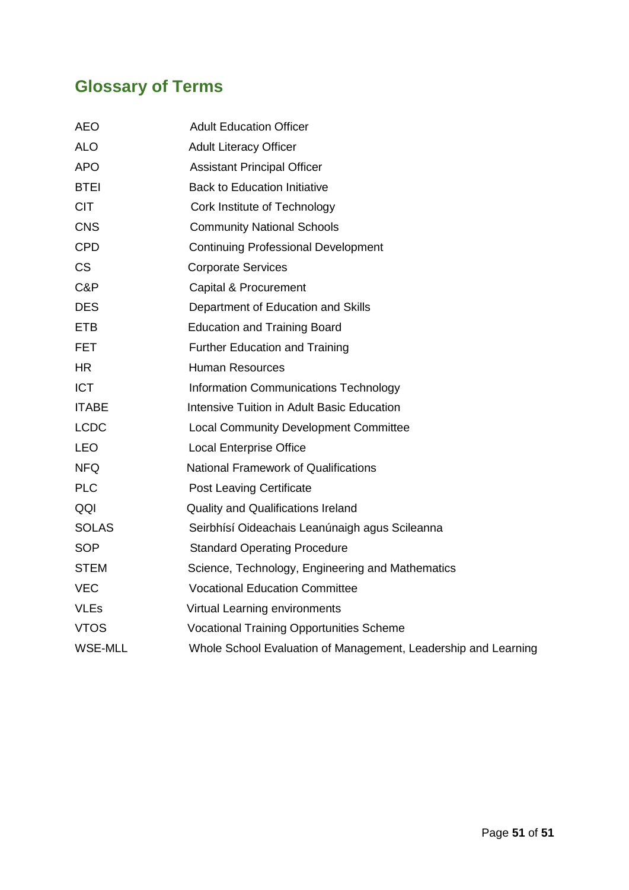## Glossary of Terms

| | |
|---|---|
| AEO | Adult Education Officer |
| ALO | Adult Literacy Officer |
| APO | Assistant Principal Officer |
| BTEI | Back to Education Initiative |
| CIT | Cork Institute of Technology |
| CNS | Community National Schools |
| CPD | Continuing Professional Development |
| CS | Corporate Services |
| C&P | Capital & Procurement |
| DES | Department of Education and Skills |
| ETB | Education and Training Board |
| FET | Further Education and Training |
| HR | Human Resources |
| ICT | Information Communications Technology |
| ITABE | Intensive Tuition in Adult Basic Education |
| LCDC | Local Community Development Committee |
| LEO | Local Enterprise Office |
| NFQ | National Framework of Qualifications |
| PLC | Post Leaving Certificate |
| QQI | Quality and Qualifications Ireland |
| SOLAS | Seirbhísí Oideachais Leanúnaigh agus Scileanna |
| SOP | Standard Operating Procedure |
| STEM | Science, Technology, Engineering and Mathematics |
| VEC | Vocational Education Committee |
| VLEs | Virtual Learning environments |
| VTOS | Vocational Training Opportunities Scheme |
| WSE-MLL | Whole School Evaluation of Management, Leadership and Learning |